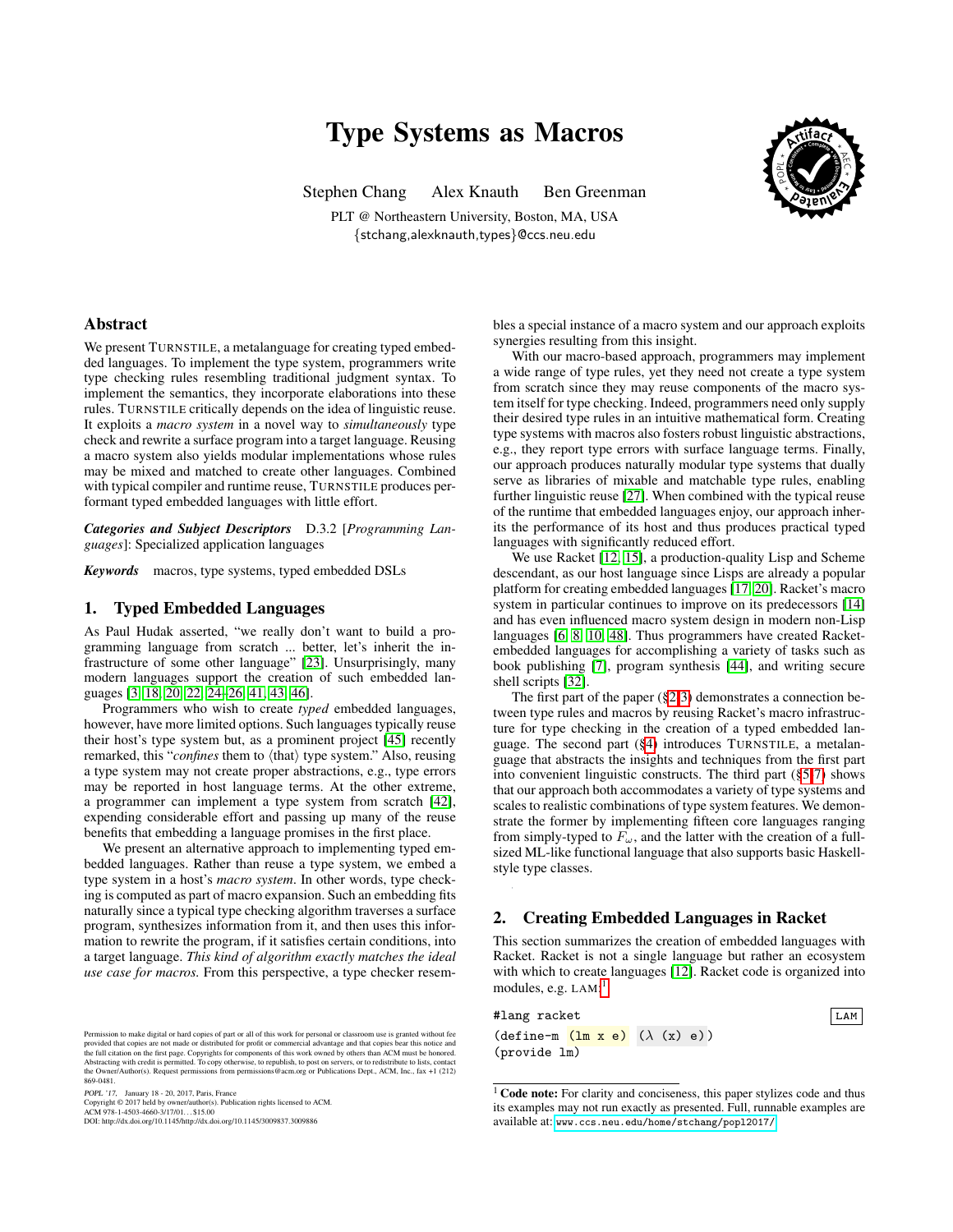# Type Systems as Macros

Stephen Chang   Alex Knauth   Ben Greenman

PLT @ Northeastern University, Boston, MA, USA
{stchang,alexknauth,types}@ccs.neu.edu

## Abstract

We present TURNSTILE, a metalanguage for creating typed embedded languages. To implement the type system, programmers write type checking rules resembling traditional judgment syntax. To implement the semantics, they incorporate elaborations into these rules. TURNSTILE critically depends on the idea of linguistic reuse. It exploits a *macro system* in a novel way to *simultaneously* type check and rewrite a surface program into a target language. Reusing a macro system also yields modular implementations whose rules may be mixed and matched to create other languages. Combined with typical compiler and runtime reuse, TURNSTILE produces performant typed embedded languages with little effort.

***Categories and Subject Descriptors*** D.3.2 [*Programming Languages*]: Specialized application languages

***Keywords*** macros, type systems, typed embedded DSLs

## 1. Typed Embedded Languages

As Paul Hudak asserted, "we really don't want to build a programming language from scratch ... better, let's inherit the infrastructure of some other language" [23]. Unsurprisingly, many modern languages support the creation of such embedded languages [3, 18, 20, 22, 24–26, 41, 43, 46].

Programmers who wish to create *typed* embedded languages, however, have more limited options. Such languages typically reuse their host's type system but, as a prominent project [45] recently remarked, this "*confines* them to ⟨that⟩ type system." Also, reusing a type system may not create proper abstractions, e.g., type errors may be reported in host language terms. At the other extreme, a programmer can implement a type system from scratch [42], expending considerable effort and passing up many of the reuse benefits that embedding a language promises in the first place.

We present an alternative approach to implementing typed embedded languages. Rather than reuse a type system, we embed a type system in a host's *macro system*. In other words, type checking is computed as part of macro expansion. Such an embedding fits naturally since a typical type checking algorithm traverses a surface program, synthesizes information from it, and then uses this information to rewrite the program, if it satisfies certain conditions, into a target language. *This kind of algorithm exactly matches the ideal use case for macros.* From this perspective, a type checker resembles a special instance of a macro system and our approach exploits synergies resulting from this insight.

With our macro-based approach, programmers may implement a wide range of type rules, yet they need not create a type system from scratch since they may reuse components of the macro system itself for type checking. Indeed, programmers need only supply their desired type rules in an intuitive mathematical form. Creating type systems with macros also fosters robust linguistic abstractions, e.g., they report type errors with surface language terms. Finally, our approach produces naturally modular type systems that dually serve as libraries of mixable and matchable type rules, enabling further linguistic reuse [27]. When combined with the typical reuse of the runtime that embedded languages enjoy, our approach inherits the performance of its host and thus produces practical typed languages with significantly reduced effort.

We use Racket [12, 15], a production-quality Lisp and Scheme descendant, as our host language since Lisps are already a popular platform for creating embedded languages [17, 20]. Racket's macro system in particular continues to improve on its predecessors [14] and has even influenced macro system design in modern non-Lisp languages [6, 8, 10, 48]. Thus programmers have created Racket-embedded languages for accomplishing a variety of tasks such as book publishing [7], program synthesis [44], and writing secure shell scripts [32].

The first part of the paper (§2-3) demonstrates a connection between type rules and macros by reusing Racket's macro infrastructure for type checking in the creation of a typed embedded language. The second part (§4) introduces TURNSTILE, a metalanguage that abstracts the insights and techniques from the first part into convenient linguistic constructs. The third part (§5-7) shows that our approach both accommodates a variety of type systems and scales to realistic combinations of type system features. We demonstrate the former by implementing fifteen core languages ranging from simply-typed to $F_\omega$, and the latter with the creation of a full-sized ML-like functional language that also supports basic Haskell-style type classes.

## 2. Creating Embedded Languages in Racket

This section summarizes the creation of embedded languages with Racket. Racket is not a single language but rather an ecosystem with which to create languages [12]. Racket code is organized into modules, e.g. LAM:[1]

```
#lang racket                                          LAM
(define-m (lm x e) (λ (x) e))
(provide lm)
```

[1] **Code note:** For clarity and conciseness, this paper stylizes code and thus its examples may not run exactly as presented. Full, runnable examples are available at: www.ccs.neu.edu/home/stchang/popl2017/

Permission to make digital or hard copies of part or all of this work for personal or classroom use is granted without fee provided that copies are not made or distributed for profit or commercial advantage and that copies bear this notice and the full citation on the first page. Copyrights for components of this work owned by others than ACM must be honored. Abstracting with credit is permitted. To copy otherwise, to republish, to post on servers, or to redistribute to lists, contact the Owner/Author(s). Request permissions from permissions@acm.org or Publications Dept., ACM, Inc., fax +1 (212) 869-0481.

*POPL '17*, January 18 - 20, 2017, Paris, France
Copyright © 2017 held by owner/author(s). Publication rights licensed to ACM.
ACM 978-1-4503-4660-3/17/01. . . $15.00
DOI: http://dx.doi.org/10.1145/http://dx.doi.org/10.1145/3009837.3009886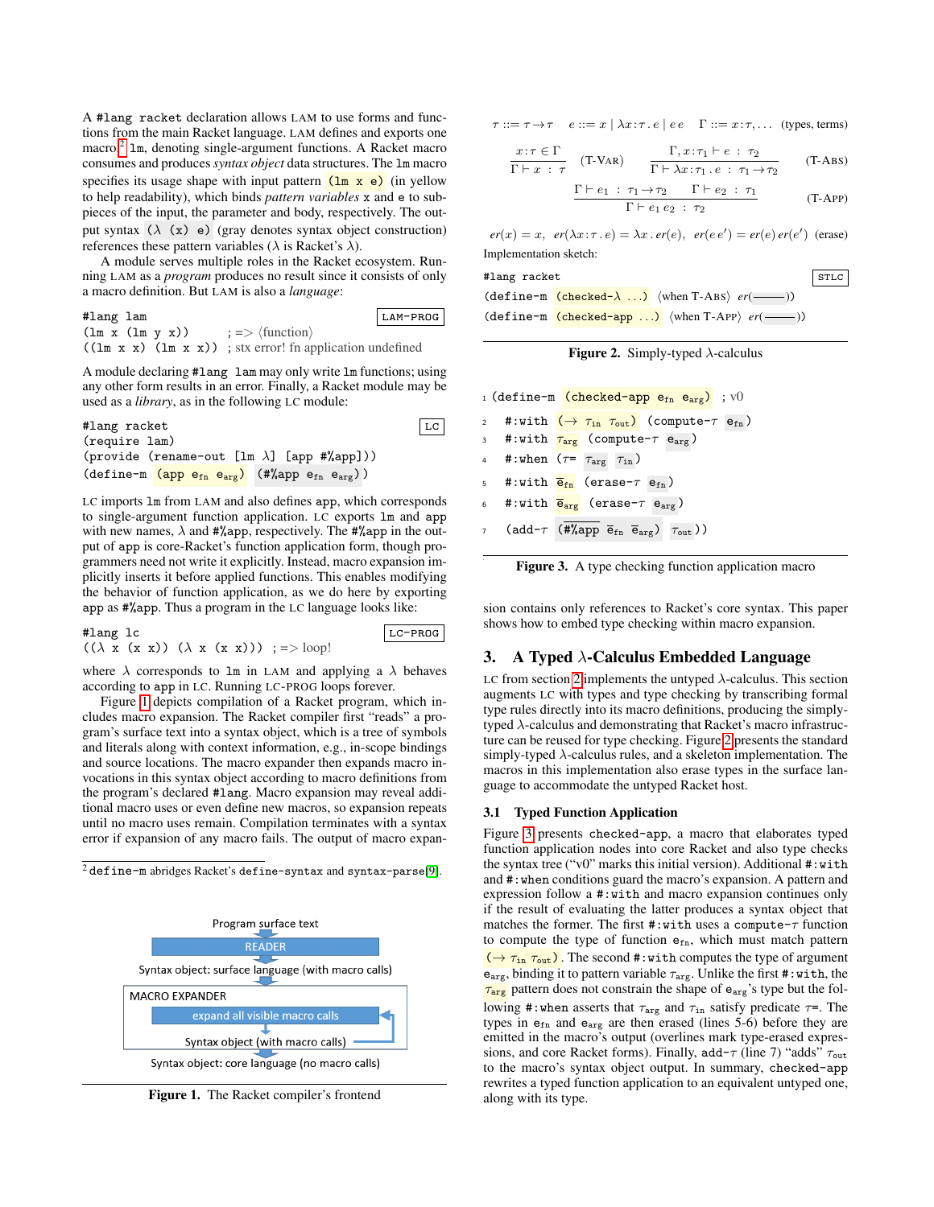A `#lang racket` declaration allows LAM to use forms and functions from the main Racket language. LAM defines and exports one macro[2] `lm`, denoting single-argument functions. A Racket macro consumes and produces *syntax object* data structures. The `lm` macro specifies its usage shape with input pattern `(lm x e)` (in yellow to help readability), which binds *pattern variables* `x` and `e` to subpieces of the input, the parameter and body, respectively. The output syntax `(λ (x) e)` (gray denotes syntax object construction) references these pattern variables (λ is Racket's λ).

A module serves multiple roles in the Racket ecosystem. Running LAM as a *program* produces no result since it consists of only a macro definition. But LAM is also a *language*:

```
#lang lam                                              LAM-PROG
(lm x (lm y x))       ; => ⟨function⟩
((lm x x) (lm x x)) ; stx error! fn application undefined
```

A module declaring `#lang lam` may only write `lm` functions; using any other form results in an error. Finally, a Racket module may be used as a *library*, as in the following LC module:

```
#lang racket                                           LC
(require lam)
(provide (rename-out [lm λ] [app #%app]))
(define-m (app e_fn e_arg) (#%app e_fn e_arg))
```

LC imports `lm` from LAM and also defines `app`, which corresponds to single-argument function application. LC exports `lm` and `app` with new names, λ and `#%app`, respectively. The `#%app` in the output of `app` is core-Racket's function application form, though programmers need not write it explicitly. Instead, macro expansion implicitly inserts it before applied functions. This enables modifying the behavior of function application, as we do here by exporting `app` as `#%app`. Thus a program in the LC language looks like:

```
#lang lc                                               LC-PROG
((λ x (x x)) (λ x (x x))) ; => loop!
```

where λ corresponds to `lm` in LAM and applying a λ behaves according to `app` in LC. Running LC-PROG loops forever.

Figure 1 depicts compilation of a Racket program, which includes macro expansion. The Racket compiler first "reads" a program's surface text into a syntax object, which is a tree of symbols and literals along with context information, e.g., in-scope bindings and source locations. The macro expander then expands macro invocations in this syntax object according to macro definitions from the program's declared `#lang`. Macro expansion may reveal additional macro uses or even define new macros, so expansion repeats until no macro uses remain. Compilation terminates with a syntax error if expansion of any macro fails. The output of macro expansion contains only references to Racket's core syntax. This paper shows how to embed type checking within macro expansion.

[2] `define-m` abridges Racket's `define-syntax` and `syntax-parse`[9].

Program surface text
READER
Syntax object: surface language (with macro calls)
MACRO EXPANDER
expand all visible macro calls
Syntax object (with macro calls)
Syntax object: core language (no macro calls)

**Figure 1.** The Racket compiler's frontend

$\tau ::= \tau \to \tau \quad e ::= x \mid \lambda x\!:\!\tau . e \mid e\,e \quad \Gamma ::= x\!:\!\tau, \ldots$ (types, terms)

$$\frac{x\!:\!\tau \in \Gamma}{\Gamma \vdash x : \tau}\ (\text{T-VAR}) \qquad \frac{\Gamma, x\!:\!\tau_1 \vdash e : \tau_2}{\Gamma \vdash \lambda x\!:\!\tau_1 . e : \tau_1 \to \tau_2}\ (\text{T-ABS})$$

$$\frac{\Gamma \vdash e_1 : \tau_1 \to \tau_2 \qquad \Gamma \vdash e_2 : \tau_1}{\Gamma \vdash e_1\, e_2 : \tau_2}\ (\text{T-APP})$$

$er(x) = x,\ \ er(\lambda x\!:\!\tau . e) = \lambda x . er(e),\ \ er(e\,e') = er(e)\,er(e')$ (erase)

Implementation sketch:

```
#lang racket                                           STLC
(define-m (checked-λ ...) ⟨when T-ABS⟩ er(———))
(define-m (checked-app ...) ⟨when T-APP⟩ er(———))
```

**Figure 2.** Simply-typed λ-calculus

```
1 (define-m (checked-app e_fn e_arg) ; v0
2   #:with (→ τ_in τ_out) (compute-τ e_fn)
3   #:with τ_arg (compute-τ e_arg)
4   #:when (τ= τ_arg τ_in)
5   #:with ē_fn (erase-τ e_fn)
6   #:with ē_arg (erase-τ e_arg)
7   (add-τ (#%app ē_fn ē_arg) τ_out))
```

**Figure 3.** A type checking function application macro

## 3. A Typed λ-Calculus Embedded Language

LC from section 2 implements the untyped λ-calculus. This section augments LC with types and type checking by transcribing formal type rules directly into its macro definitions, producing the simply-typed λ-calculus and demonstrating that Racket's macro infrastructure can be reused for type checking. Figure 2 presents the standard simply-typed λ-calculus rules, and a skeleton implementation. The macros in this implementation also erase types in the surface language to accommodate the untyped Racket host.

### 3.1 Typed Function Application

Figure 3 presents `checked-app`, a macro that elaborates typed function application nodes into core Racket and also type checks the syntax tree ("v0" marks this initial version). Additional `#:with` and `#:when` conditions guard the macro's expansion. A pattern and expression follow a `#:with` and macro expansion continues only if the result of evaluating the latter produces a syntax object that matches the former. The first `#:with` uses a `compute-τ` function to compute the type of function $e_{fn}$, which must match pattern $(\to\ \tau_{in}\ \tau_{out})$. The second `#:with` computes the type of argument $e_{arg}$, binding it to pattern variable $\tau_{arg}$. Unlike the first `#:with`, the $\tau_{arg}$ pattern does not constrain the shape of $e_{arg}$'s type but the following `#:when` asserts that $\tau_{arg}$ and $\tau_{in}$ satisfy predicate `τ=`. The types in $e_{fn}$ and $e_{arg}$ are then erased (lines 5-6) before they are emitted in the macro's output (overlines mark type-erased expressions, and core Racket forms). Finally, `add-τ` (line 7) "adds" $\tau_{out}$ to the macro's syntax object output. In summary, `checked-app` rewrites a typed function application to an equivalent untyped one, along with its type.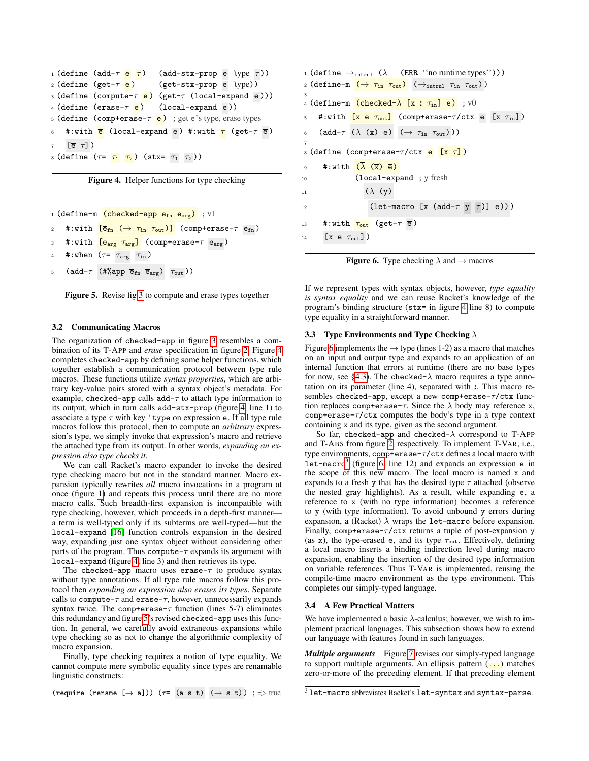```
1 (define (add-τ e τ)   (add-stx-prop e 'type τ))
2 (define (get-τ e)     (get-stx-prop e 'type))
3 (define (compute-τ e) (get-τ (local-expand e)))
4 (define (erase-τ e)   (local-expand e))
5 (define (comp+erase-τ e) ; get e's type, erase types
6   #:with ē (local-expand e) #:with τ (get-τ ē)
7   [ē τ])
8 (define (τ= τ1 τ2) (stx= τ1 τ2))
```

**Figure 4.** Helper functions for type checking

```
1 (define-m (checked-app e_fn e_arg) ; v1
2   #:with [ē_fn (→ τ_in τ_out)] (comp+erase-τ e_fn)
3   #:with [ē_arg τ_arg] (comp+erase-τ e_arg)
4   #:when (τ= τ_arg τ_in)
5   (add-τ (#%app ē_fn ē_arg) τ_out))
```

**Figure 5.** Revise fig 3 to compute and erase types together

### 3.2 Communicating Macros

The organization of `checked-app` in figure 3 resembles a combination of its T-APP and *erase* specification in figure 2. Figure 4 completes `checked-app` by defining some helper functions, which together establish a communication protocol between type rule macros. These functions utilize *syntax properties*, which are arbitrary key-value pairs stored with a syntax object's metadata. For example, `checked-app` calls `add-τ` to attach type information to its output, which in turn calls `add-stx-prop` (figure 4, line 1) to associate a type τ with key `'type` on expression `e`. If all type rule macros follow this protocol, then to compute an *arbitrary* expression's type, we simply invoke that expression's macro and retrieve the attached type from its output. In other words, *expanding an expression also type checks it*.

We can call Racket's macro expander to invoke the desired type checking macro but not in the standard manner. Macro expansion typically rewrites *all* macro invocations in a program at once (figure 1) and repeats this process until there are no more macro calls. Such breadth-first expansion is incompatible with type checking, however, which proceeds in a depth-first manner—a term is well-typed only if its subterms are well-typed—but the `local-expand` [16] function controls expansion in the desired way, expanding just one syntax object without considering other parts of the program. Thus `compute-τ` expands its argument with `local-expand` (figure 4, line 3) and then retrieves its type.

The `checked-app` macro uses `erase-τ` to produce syntax without type annotations. If all type rule macros follow this protocol then *expanding an expression also erases its types*. Separate calls to `compute-τ` and `erase-τ`, however, unnecessarily expands syntax twice. The `comp+erase-τ` function (lines 5-7) eliminates this redundancy and figure 5's revised `checked-app` uses this function. In general, we carefully avoid extraneous expansions while type checking so as not to change the algorithmic complexity of macro expansion.

Finally, type checking requires a notion of type equality. We cannot compute mere symbolic equality since types are renamable linguistic constructs:

```
(require (rename [→ a])) (τ= (a s t) (→ s t)) ; => true
```

If we represent types with syntax objects, however, *type equality is syntax equality* and we can reuse Racket's knowledge of the program's binding structure (`stx=` in figure 4 line 8) to compute type equality in a straightforward manner.

```
1 (define →_intrnl (λ _ (ERR "no runtime types")))
2 (define-m (→ τ_in τ_out) (→_intrnl τ_in τ_out))
3
4 (define-m (checked-λ [x : τ_in] e) ; v0
5   #:with [x̄ ē τ_out] (comp+erase-τ/ctx e [x τ_in])
6   (add-τ (λ̄ (x̄) ē) (→ τ_in τ_out)))
7
8 (define (comp+erase-τ/ctx e [x τ])
9   #:with (λ̄ (x̄) ē)
10          (local-expand ; y fresh
11            (λ̄ (y)
12              (let-macro [x (add-τ y τ)] e)))
13   #:with τ_out (get-τ ē)
14   [x̄ ē τ_out])
```

**Figure 6.** Type checking λ and → macros

### 3.3 Type Environments and Type Checking λ

Figure 6 implements the → type (lines 1-2) as a macro that matches on an input and output type and expands to an application of an internal function that errors at runtime (there are no base types for now, see §4.3). The `checked-λ` macro requires a type annotation on its parameter (line 4), separated with `:`. This macro resembles `checked-app`, except a new `comp+erase-τ/ctx` function replaces `comp+erase-τ`. Since the λ body may reference `x`, `comp+erase-τ/ctx` computes the body's type in a type context containing `x` and its type, given as the second argument.

So far, `checked-app` and `checked-λ` correspond to T-APP and T-ABS from figure 2, respectively. To implement T-VAR, i.e., type environments, `comp+erase-τ/ctx` defines a local macro with `let-macro`[3] (figure 6, line 12) and expands an expression `e` in the scope of this new macro. The local macro is named `x` and expands to a fresh `y` that has the desired type τ attached (observe the nested gray highlights). As a result, while expanding `e`, a reference to `x` (with no type information) becomes a reference to `y` (with type information). To avoid unbound `y` errors during expansion, a (Racket) λ wraps the `let-macro` before expansion. Finally, `comp+erase-τ/ctx` returns a tuple of post-expansion `y` (as x̄), the type-erased ē, and its type $\tau_{out}$. Effectively, defining a local macro inserts a binding indirection level during macro expansion, enabling the insertion of the desired type information on variable references. Thus T-VAR is implemented, reusing the compile-time macro environment as the type environment. This completes our simply-typed language.

### 3.4 A Few Practical Matters

We have implemented a basic λ-calculus; however, we wish to implement practical languages. This subsection shows how to extend our language with features found in such languages.

***Multiple arguments*** Figure 7 revises our simply-typed language to support multiple arguments. An ellipsis pattern (`...`) matches zero-or-more of the preceding element. If that preceding element

[3] `let-macro` abbreviates Racket's `let-syntax` and `syntax-parse`.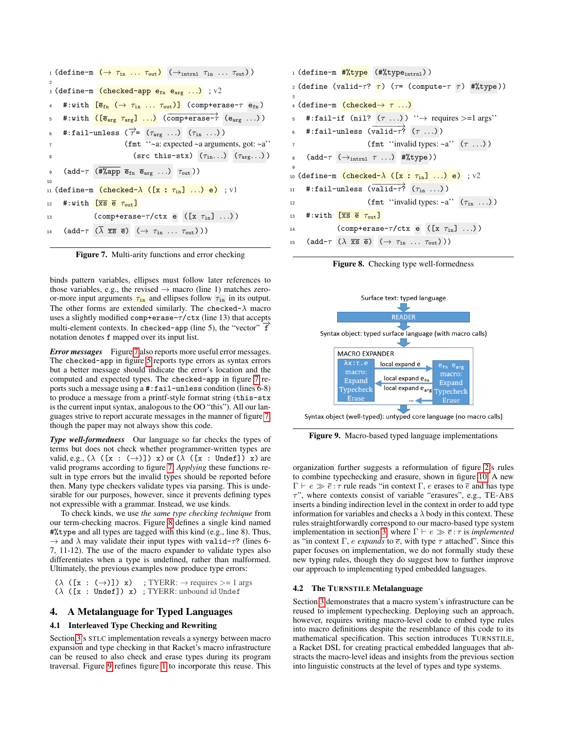```
1  (define-m (→ τin ... τout) (→intrnl τin ... τout))
2
3  (define-m (checked-app efn earg ...) ; v2
4    #:with [ēfn (→ τin ... τout)] (comp+erase-τ efn)
5    #:with ([ēarg τarg] ...) (comp+erase-τ⃗ (earg ...))
6    #:fail-unless (τ⃗= (τarg ...) (τin ...))
7                   (fmt ‘‘~a: expected ~a arguments, got: ~a’’
8                     (src this-stx) (τin...) (τarg...))
9    (add-τ (#%app ēfn ēarg ...) τout))
10
11 (define-m (checked-λ ([x : τin] ...) e) ; v1
12   #:with [x̄s ē τout]
13          (comp+erase-τ/ctx e ([x τin] ...))
14   (add-τ (λ x̄s ē) (→ τin ... τout)))
```

**Figure 7.** Multi-arity functions and error checking

```
1  (define-m #%type (#%typeintrnl))
2  (define (valid-τ? τ) (τ= (compute-τ τ) #%type))
3
4  (define-m (checked→ τ ...)
5    #:fail-if (nil? (τ ...)) ‘‘→ requires >=1 args’’
6    #:fail-unless (valid-τ?⃗ (τ ...))
7                  (fmt ‘‘invalid types: ~a’’ (τ ...))
8    (add-τ (→intrnl τ ...) #%type))
9
10 (define-m (checked-λ ([x : τin] ...) e) ; v2
11   #:fail-unless (valid-τ?⃗ (τin ...))
12                 (fmt ‘‘invalid types: ~a’’ (τin ...))
13   #:with [x̄s ē τout]
14          (comp+erase-τ/ctx e ([x τin] ...))
15   (add-τ (λ x̄s ē) (→ τin ... τout)))
```

**Figure 8.** Checking type well-formedness

binds pattern variables, ellipses must follow later references to those variables, e.g., the revised → macro (line 1) matches zero-or-more input arguments $\tau_{in}$ and ellipses follow $\tau_{in}$ in its output. The other forms are extended similarly. The `checked-λ` macro uses a slightly modified `comp+erase-τ/ctx` (line 13) that accepts multi-element contexts. In `checked-app` (line 5), the "vector" $\vec{f}$ notation denotes f mapped over its input list.

***Error messages*** Figure 7 also reports more useful error messages. The `checked-app` in figure 5 reports type errors as syntax errors but a better message should indicate the error's location and the computed and expected types. The `checked-app` in figure 7 reports such a message using a `#:fail-unless` condition (lines 6-8) to produce a message from a printf-style format string (`this-stx` is the current input syntax, analogous to the OO "this"). All our languages strive to report accurate messages in the manner of figure 7 though the paper may not always show this code.

***Type well-formedness*** Our language so far checks the types of terms but does not check whether programmer-written types are valid, e.g., `(λ ([x : (→)]) x)` or `(λ ([x : Undef]) x)` are valid programs according to figure 7. *Applying* these functions result in type errors but the invalid types should be reported before then. Many type checkers validate types via parsing. This is undesirable for our purposes, however, since it prevents defining types not expressible with a grammar. Instead, we use kinds.

To check kinds, we use *the same type checking technique* from our term-checking macros. Figure 8 defines a single kind named `#%type` and all types are tagged with this kind (e.g., line 8). Thus, → and λ may validate their input types with `valid-τ?` (lines 6-7, 11-12). The use of the macro expander to validate types also differentiates when a type is undefined, rather than malformed. Ultimately, the previous examples now produce type errors:

```
(λ ([x : (→)]) x)    ; TYERR: → requires >= 1 args
(λ ([x : Undef]) x)  ; TYERR: unbound id Undef
```

## 4. A Metalanguage for Typed Languages

### 4.1 Interleaved Type Checking and Rewriting

Section 3's STLC implementation reveals a synergy between macro expansion and type checking in that Racket's macro infrastructure can be reused to also check and erase types during its program traversal. Figure 9 refines figure 1 to incorporate this reuse. This

Surface text: typed language → READER → Syntax object: typed surface language (with macro calls) → MACRO EXPANDER [λx:τ.e macro: Expand Typecheck Erase; local expand e; local expand $e_{fn}$; local expand $e_{arg}$; ...; $e_{fn}$ $e_{arg}$ macro: Expand Typecheck Erase] → Syntax object (well-typed): untyped core language (no macro calls)

**Figure 9.** Macro-based typed language implementations

organization further suggests a reformulation of figure 2's rules to combine typechecking and erasure, shown in figure 10. A new $\Gamma \vdash e \gg \bar{e} : \tau$ rule reads "in context $\Gamma$, $e$ erases to $\bar{e}$ and has type $\tau$", where contexts consist of variable "erasures", e.g., TE-ABS inserts a binding indirection level in the context in order to add type information for variables and checks a $\lambda$ body in this context. These rules straightforwardly correspond to our macro-based type system implementation in section 3, where $\Gamma \vdash e \gg \bar{e} : \tau$ is *implemented* as "in context $\Gamma$, $e$ *expands* to $\bar{e}$, with type $\tau$ attached". Since this paper focuses on implementation, we do not formally study these new typing rules, though they do suggest how to further improve our approach to implementing typed embedded languages.

### 4.2 The TURNSTILE Metalanguage

Section 3 demonstrates that a macro system's infrastructure can be reused to implement typechecking. Deploying such an approach, however, requires writing macro-level code to embed type rules into macro definitions despite the resemblance of this code to its mathematical specification. This section introduces TURNSTILE, a Racket DSL for creating practical embedded languages that abstracts the macro-level ideas and insights from the previous section into linguistic constructs at the level of types and type systems.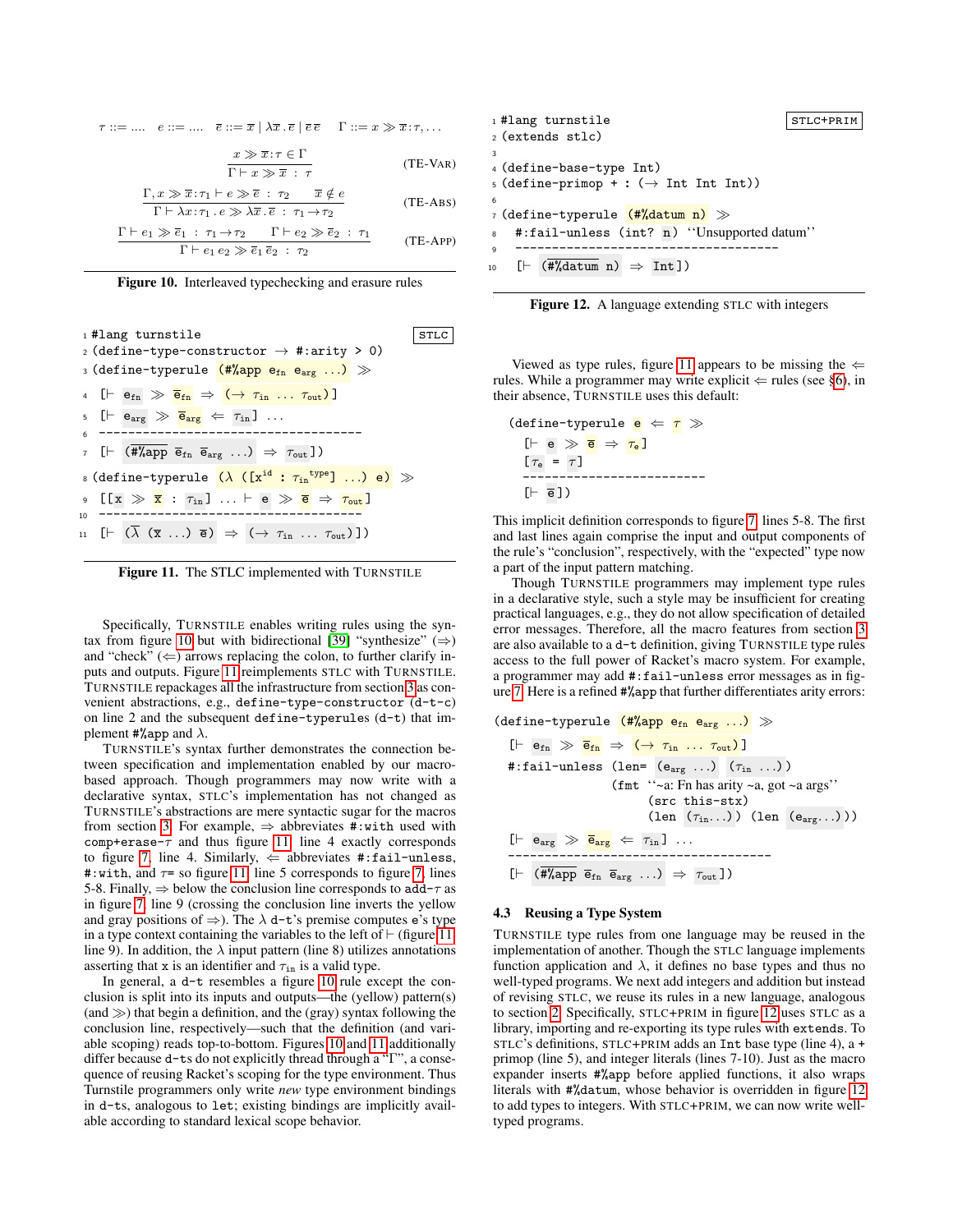$$\tau ::= \ldots \quad e ::= \ldots \quad \overline{e} ::= \overline{x} \mid \lambda\overline{x}.\overline{e} \mid \overline{e}\,\overline{e} \quad \Gamma ::= x \gg \overline{x}\!:\!\tau, \ldots$$

$$\frac{x \gg \overline{x}\!:\!\tau \in \Gamma}{\Gamma \vdash x \gg \overline{x} \;:\; \tau} \quad \text{(TE-VAR)}$$

$$\frac{\Gamma, x \gg \overline{x}\!:\!\tau_1 \vdash e \gg \overline{e} \;:\; \tau_2 \qquad \overline{x} \notin e}{\Gamma \vdash \lambda x\!:\!\tau_1\,.\,e \gg \lambda\overline{x}\,.\,\overline{e} \;:\; \tau_1 \to \tau_2} \quad \text{(TE-ABS)}$$

$$\frac{\Gamma \vdash e_1 \gg \overline{e}_1 \;:\; \tau_1 \to \tau_2 \qquad \Gamma \vdash e_2 \gg \overline{e}_2 \;:\; \tau_1}{\Gamma \vdash e_1\,e_2 \gg \overline{e}_1\,\overline{e}_2 \;:\; \tau_2} \quad \text{(TE-APP)}$$

**Figure 10.** Interleaved typechecking and erasure rules

```
STLC
1  #lang turnstile
2  (define-type-constructor → #:arity > 0)
3  (define-typerule (#%app e_fn e_arg ...) ≫
4    [⊢ e_fn ≫ ē_fn ⇒ (→ τ_in ... τ_out)]
5    [⊢ e_arg ≫ ē_arg ⇐ τ_in] ...
6    ------------------------------------
7    [⊢ (#%app ē_fn ē_arg ...) ⇒ τ_out])
8  (define-typerule (λ ([x^id : τ_in^type] ...) e) ≫
9    [[x ≫ x̄ : τ_in] ... ⊢ e ≫ ē ⇒ τ_out]
10   ------------------------------------
11   [⊢ (λ̄ (x̄ ...) ē) ⇒ (→ τ_in ... τ_out)])
```

**Figure 11.** The STLC implemented with TURNSTILE

Specifically, TURNSTILE enables writing rules using the syntax from figure 10 but with bidirectional [39] "synthesize" (⇒) and "check" (⇐) arrows replacing the colon, to further clarify inputs and outputs. Figure 11 reimplements STLC with TURNSTILE. TURNSTILE repackages all the infrastructure from section 3 as convenient abstractions, e.g., `define-type-constructor` (`d-t-c`) on line 2 and the subsequent `define-typerules` (`d-t`) that implement `#%app` and $\lambda$.

TURNSTILE's syntax further demonstrates the connection between specification and implementation enabled by our macro-based approach. Though programmers may now write with a declarative syntax, STLC's implementation has not changed as TURNSTILE's abstractions are mere syntactic sugar for the macros from section 3. For example, ⇒ abbreviates `#:with` used with `comp+erase-τ` and thus figure 11 line 4 exactly corresponds to figure 7, line 4. Similarly, ⇐ abbreviates `#:fail-unless`, `#:with`, and `τ=` so figure 11 line 5 corresponds to figure 7 lines 5-8. Finally, ⇒ below the conclusion line corresponds to `add-τ` as in figure 7 line 9 (crossing the conclusion line inverts the yellow and gray positions of ⇒). The $\lambda$ `d-t`'s premise computes `e`'s type in a type context containing the variables to the left of ⊢ (figure 11 line 9). In addition, the $\lambda$ input pattern (line 8) utilizes annotations asserting that `x` is an identifier and $\tau_{in}$ is a valid type.

In general, a `d-t` resembles a figure 10 rule except the conclusion is split into its inputs and outputs—the (yellow) input pattern(s) (and ≫) that begin a definition, and the (gray) syntax following the conclusion line, respectively—such that the definition (and variable scoping) reads top-to-bottom. Figures 10 and 11 additionally differ because `d-t`s do not explicitly thread through a "Γ", a consequence of reusing Racket's scoping for the type environment. Thus Turnstile programmers only write *new* type environment bindings in `d-t`s, analogous to `let`; existing bindings are implicitly available according to standard lexical scope behavior.

```
STLC+PRIM
1  #lang turnstile
2  (extends stlc)
3
4  (define-base-type Int)
5  (define-primop + : (→ Int Int Int))
6
7  (define-typerule (#%datum n) ≫
8    #:fail-unless (int? n) ''Unsupported datum''
9    ------------------------------------
10   [⊢ (#%datum n) ⇒ Int])
```

**Figure 12.** A language extending STLC with integers

Viewed as type rules, figure 11 appears to be missing the ⇐ rules. While a programmer may write explicit ⇐ rules (see §6), in their absence, TURNSTILE uses this default:

```
(define-typerule e ⇐ τ ≫
  [⊢ e ≫ ē ⇒ τ_e]
  [τ_e = τ]
  ------------------------
  [⊢ ē])
```

This implicit definition corresponds to figure 7 lines 5-8. The first and last lines again comprise the input and output components of the rule's "conclusion", respectively, with the "expected" type now a part of the input pattern matching.

Though TURNSTILE programmers may implement type rules in a declarative style, such a style may be insufficient for creating practical languages, e.g., they do not allow specification of detailed error messages. Therefore, all the macro features from section 3 are also available to a `d-t` definition, giving TURNSTILE type rules access to the full power of Racket's macro system. For example, a programmer may add `#:fail-unless` error messages as in figure 7. Here is a refined `#%app` that further differentiates arity errors:

```
(define-typerule (#%app e_fn e_arg ...) ≫
  [⊢ e_fn ≫ ē_fn ⇒ (→ τ_in ... τ_out)]
  #:fail-unless (len= (e_arg ...) (τ_in ...))
                (fmt ''~a: Fn has arity ~a, got ~a args''
                     (src this-stx)
                     (len (τ_in...)) (len (e_arg...)))
  [⊢ e_arg ≫ ē_arg ⇐ τ_in] ...
  ------------------------------------
  [⊢ (#%app ē_fn ē_arg ...) ⇒ τ_out])
```

### 4.3 Reusing a Type System

TURNSTILE type rules from one language may be reused in the implementation of another. Though the STLC language implements function application and $\lambda$, it defines no base types and thus no well-typed programs. We next add integers and addition but instead of revising STLC, we reuse its rules in a new language, analogous to section 2. Specifically, STLC+PRIM in figure 12 uses STLC as a library, importing and re-exporting its type rules with `extends`. To STLC's definitions, STLC+PRIM adds an `Int` base type (line 4), a `+` primop (line 5), and integer literals (lines 7-10). Just as the macro expander inserts `#%app` before applied functions, it also wraps literals with `#%datum`, whose behavior is overridden in figure 12 to add types to integers. With STLC+PRIM, we can now write well-typed programs.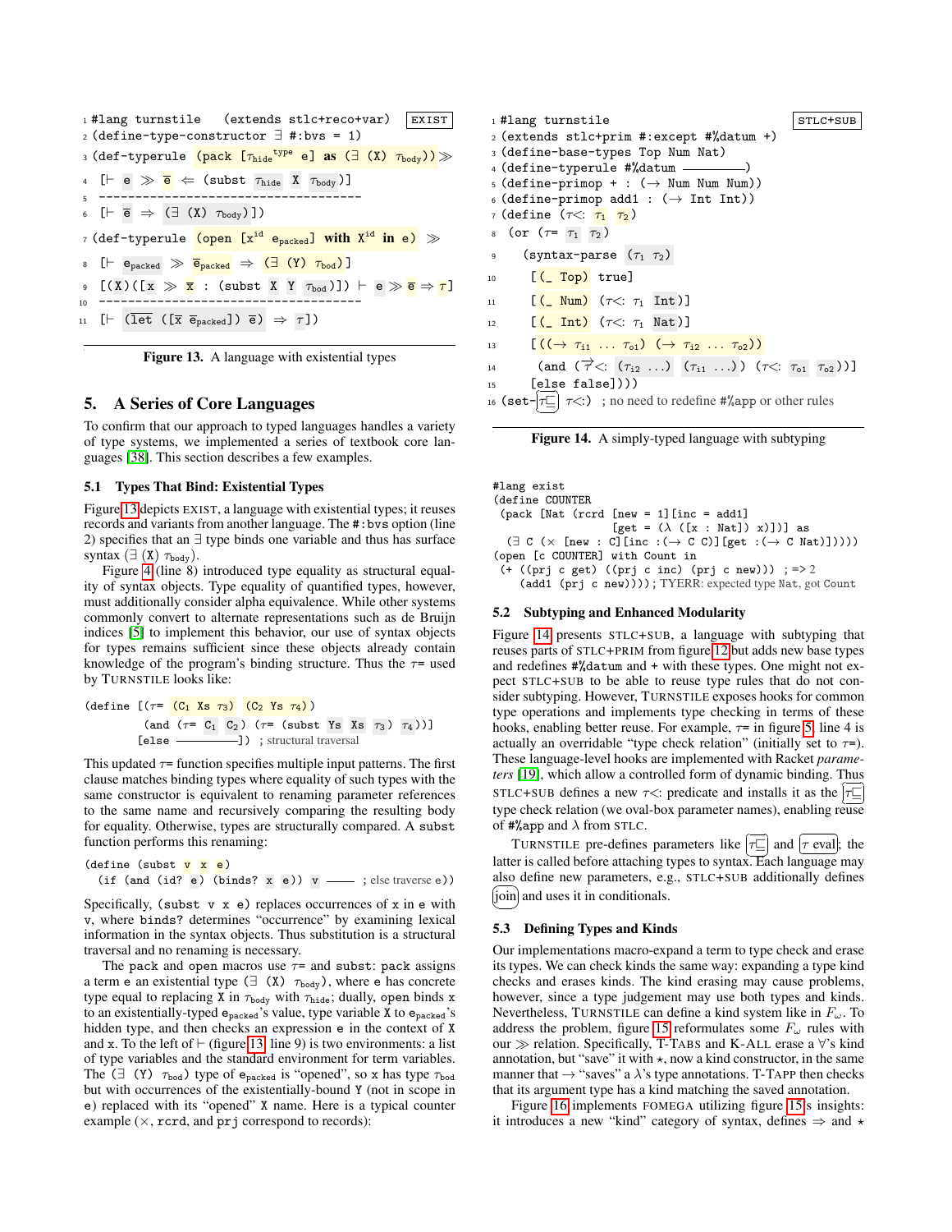```
1 #lang turnstile   (extends stlc+reco+var)                EXIST
2 (define-type-constructor ∃ #:bvs = 1)
3 (def-typerule (pack [τhide^type e] as (∃ (X) τbody)) ≫
4   [⊢ e ≫ ē ⇐ (subst τhide X τbody)]
5   ------------------------------------
6   [⊢ ē ⇒ (∃ (X) τbody)])
7 (def-typerule (open [x^id epacked] with X^id in e) ≫
8   [⊢ epacked ≫ ēpacked ⇒ (∃ (Y) τbod)]
9   [(X)([x ≫ x̄ : (subst X Y τbod)]) ⊢ e ≫ ē ⇒ τ]
10  ------------------------------------
11  [⊢ (let ([x̄ ēpacked]) ē) ⇒ τ])
```

**Figure 13.** A language with existential types

## 5. A Series of Core Languages

To confirm that our approach to typed languages handles a variety of type systems, we implemented a series of textbook core languages [38]. This section describes a few examples.

### 5.1 Types That Bind: Existential Types

Figure 13 depicts EXIST, a language with existential types; it reuses records and variants from another language. The `#:bvs` option (line 2) specifies that an ∃ type binds one variable and thus has surface syntax `(∃ (X) τbody)`.

Figure 4 (line 8) introduced type equality as structural equality of syntax objects. Type equality of quantified types, however, must additionally consider alpha equivalence. While other systems commonly convert to alternate representations such as de Bruijn indices [5] to implement this behavior, our use of syntax objects for types remains sufficient since these objects already contain knowledge of the program's binding structure. Thus the τ= used by TURNSTILE looks like:

```
(define [(τ= (C1 Xs τ3) (C2 Ys τ4))
         (and (τ= C1 C2) (τ= (subst Ys Xs τ3) τ4))]
        [else ———————]) ; structural traversal
```

This updated τ= function specifies multiple input patterns. The first clause matches binding types where equality of such types with the same constructor is equivalent to renaming parameter references to the same name and recursively comparing the resulting body for equality. Otherwise, types are structurally compared. A `subst` function performs this renaming:

```
(define (subst v x e)
  (if (and (id? e) (binds? x e)) v ——— ; else traverse e))
```

Specifically, `(subst v x e)` replaces occurrences of `x` in `e` with `v`, where `binds?` determines "occurrence" by examining lexical information in the syntax objects. Thus substitution is a structural traversal and no renaming is necessary.

The `pack` and `open` macros use τ= and `subst`: `pack` assigns a term `e` an existential type `(∃ (X) τbody)`, where `e` has concrete type equal to replacing `X` in `τbody` with `τhide`; dually, `open` binds `x` to an existentially-typed `epacked`'s value, type variable `X` to `epacked`'s hidden type, and then checks an expression `e` in the context of `X` and `x`. To the left of ⊢ (figure 13, line 9) is two environments: a list of type variables and the standard environment for term variables. The `(∃ (Y) τbod)` type of `epacked` is "opened", so `x` has type `τbod` but with occurrences of the existentially-bound `Y` (not in scope in `e`) replaced with its "opened" `X` name. Here is a typical counter example (×, `rcrd`, and `prj` correspond to records):

```
#lang exist
(define COUNTER
 (pack [Nat (rcrd [new = 1][inc = add1]
                  [get = (λ ([x : Nat]) x)])] as
  (∃ C (× [new : C][inc :(→ C C)][get :(→ C Nat)]))))
(open [c COUNTER] with Count in
 (+ ((prj c get) ((prj c inc) (prj c new))) ; => 2
    (add1 (prj c new)))); TYERR: expected type Nat, got Count
```

```
1 #lang turnstile                                    STLC+SUB
2 (extends stlc+prim #:except #%datum +)
3 (define-base-types Top Num Nat)
4 (define-typerule #%datum ———————)
5 (define-primop + : (→ Num Num Num))
6 (define-primop add1 : (→ Int Int))
7 (define (τ<: τ1 τ2)
8  (or (τ= τ1 τ2)
9   (syntax-parse (τ1 τ2)
10    [(_ Top) true]
11    [(_ Num) (τ<: τ1 Int)]
12    [(_ Int) (τ<: τ1 Nat)]
13    [((→ τi1 ... τo1) (→ τi2 ... τo2))
14     (and (τ⃗<: (τi2 ...) (τi1 ...)) (τ<: τo1 τo2))]
15    [else false])))
16 (set-τ⊑ τ<:) ; no need to redefine #%app or other rules
```

**Figure 14.** A simply-typed language with subtyping

### 5.2 Subtyping and Enhanced Modularity

Figure 14 presents STLC+SUB, a language with subtyping that reuses parts of STLC+PRIM from figure 12 but adds new base types and redefines `#%datum` and `+` with these types. One might not expect STLC+SUB to be able to reuse type rules that do not consider subtyping. However, TURNSTILE exposes hooks for common type operations and implements type checking in terms of these hooks, enabling better reuse. For example, τ= in figure 5, line 4 is actually an overridable "type check relation" (initially set to τ=). These language-level hooks are implemented with Racket *parameters* [19], which allow a controlled form of dynamic binding. Thus STLC+SUB defines a new τ<: predicate and installs it as the τ⊑ type check relation (we oval-box parameter names), enabling reuse of `#%app` and λ from STLC.

TURNSTILE pre-defines parameters like τ⊑ and τ eval; the latter is called before attaching types to syntax. Each language may also define new parameters, e.g., STLC+SUB additionally defines join and uses it in conditionals.

### 5.3 Defining Types and Kinds

Our implementations macro-expand a term to type check and erase its types. We can check kinds the same way: expanding a type kind checks and erases kinds. The kind erasing may cause problems, however, since a type judgement may use both types and kinds. Nevertheless, TURNSTILE can define a kind system like in $F_\omega$. To address the problem, figure 15 reformulates some $F_\omega$ rules with our ≫ relation. Specifically, T-TABS and K-ALL erase a ∀'s kind annotation, but "save" it with ⋆, now a kind constructor, in the same manner that → "saves" a λ's type annotations. T-TAPP then checks that its argument type has a kind matching the saved annotation.

Figure 16 implements FOMEGA utilizing figure 15's insights: it introduces a new "kind" category of syntax, defines ⇒ and ⋆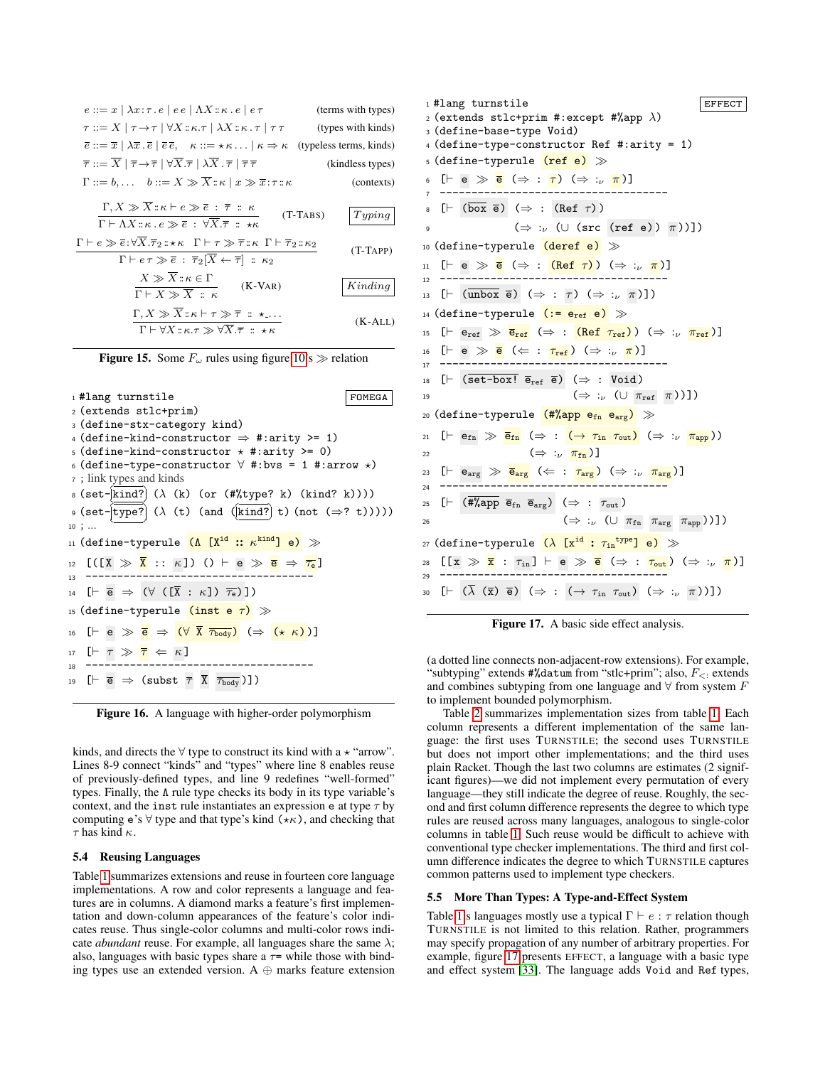$$
\begin{array}{lr}
e ::= x \mid \lambda x\!:\!\tau.\, e \mid e\, e \mid \Lambda X :: \kappa.\, e \mid e\, \tau & \text{(terms with types)} \\
\tau ::= X \mid \tau \to \tau \mid \forall X :: \kappa.\tau \mid \lambda X :: \kappa.\, \tau \mid \tau\, \tau & \text{(types with kinds)} \\
\overline{e} ::= \overline{x} \mid \lambda \overline{x}.\, \overline{e} \mid \overline{e}\, \overline{e}, \quad \kappa ::= \star\kappa \ldots \mid \kappa \Rightarrow \kappa & \text{(typeless terms, kinds)} \\
\overline{\tau} ::= \overline{X} \mid \overline{\tau} \to \overline{\tau} \mid \forall \overline{X}.\overline{\tau} \mid \lambda \overline{X}.\, \overline{\tau} \mid \overline{\tau}\, \overline{\tau} & \text{(kindless types)} \\
\Gamma ::= b, \ldots \quad b ::= X \gg \overline{X} :: \kappa \mid x \gg \overline{x} : \tau :: \kappa & \text{(contexts)}
\end{array}
$$

*Typing*

$$
\frac{\Gamma, X \gg \overline{X} :: \kappa \vdash e \gg \overline{e} \;:\; \overline{\tau} \;::\; \kappa}{\Gamma \vdash \Lambda X :: \kappa.\, e \gg \overline{e} \;:\; \forall \overline{X}.\overline{\tau} \;::\; \star\kappa} \quad \text{(T-TABS)}
$$

$$
\frac{\Gamma \vdash e \gg \overline{e} : \forall \overline{X}.\overline{\tau}_2 :: \star\kappa \quad \Gamma \vdash \tau \gg \overline{\tau} :: \kappa \quad \Gamma \vdash \overline{\tau}_2 :: \kappa_2}{\Gamma \vdash e\, \tau \gg \overline{e} \;:\; \overline{\tau}_2[\overline{X} \leftarrow \overline{\tau}] \;::\; \kappa_2} \quad \text{(T-TAPP)}
$$

*Kinding*

$$
\frac{X \gg \overline{X} :: \kappa \in \Gamma}{\Gamma \vdash X \gg \overline{X} \;::\; \kappa} \quad \text{(K-VAR)}
$$

$$
\frac{\Gamma, X \gg \overline{X} :: \kappa \vdash \tau \gg \overline{\tau} \;::\; \star\_\ldots}{\Gamma \vdash \forall X :: \kappa.\tau \gg \forall \overline{X}.\overline{\tau} \;::\; \star\kappa} \quad \text{(K-ALL)}
$$

**Figure 15.** Some $F_\omega$ rules using figure 10's $\gg$ relation

```
FOMEGA
1  #lang turnstile
2  (extends stlc+prim)
3  (define-stx-category kind)
4  (define-kind-constructor ⇒ #:arity >= 1)
5  (define-kind-constructor ★ #:arity >= 0)
6  (define-type-constructor ∀ #:bvs = 1 #:arrow ★)
7  ; link types and kinds
8  (set-kind? (λ (k) (or (#%type? k) (kind? k))))
9  (set-type? (λ (t) (and (kind? t) (not (⇒? t)))))
10 ; ...
11 (define-typerule (Λ [X^id :: κ^kind] e) ≫
12   [([X ≫ X̄ :: κ]) () ⊢ e ≫ ē ⇒ τ̄_e]
13   ------------------------------------
14   [⊢ ē ⇒ (∀ ([X̄ : κ]) τ̄_e)])
15 (define-typerule (inst e τ) ≫
16   [⊢ e ≫ ē ⇒ (∀ X̄ τ̄_body) (⇒ (★ κ))]
17   [⊢ τ ≫ τ̄ ⇐ κ]
18   ------------------------------------
19   [⊢ ē ⇒ (subst τ̄ X̄ τ̄_body)])
```

**Figure 16.** A language with higher-order polymorphism

kinds, and directs the ∀ type to construct its kind with a ⋆ "arrow". Lines 8-9 connect "kinds" and "types" where line 8 enables reuse of previously-defined types, and line 9 redefines "well-formed" types. Finally, the Λ rule type checks its body in its type variable's context, and the `inst` rule instantiates an expression `e` at type $\tau$ by computing `e`'s ∀ type and that type's kind ($\star\kappa$), and checking that $\tau$ has kind $\kappa$.

### 5.4 Reusing Languages

Table 1 summarizes extensions and reuse in fourteen core language implementations. A row and color represents a language and features are in columns. A diamond marks a feature's first implementation and down-column appearances of the feature's color indicates reuse. Thus single-color columns and multi-color rows indicate *abundant* reuse. For example, all languages share the same λ; also, languages with basic types share a τ= while those with binding types use an extended version. A ⊕ marks feature extension (a dotted line connects non-adjacent-row extensions). For example, "subtyping" extends `#%datum` from "stlc+prim"; also, $F_{<:}$ extends and combines subtyping from one language and ∀ from system $F$ to implement bounded polymorphism.

Table 2 summarizes implementation sizes from table 1. Each column represents a different implementation of the same language: the first uses TURNSTILE; the second uses TURNSTILE but does not import other implementations; and the third uses plain Racket. Though the last two columns are estimates (2 significant figures)—we did not implement every permutation of every language—they still indicate the degree of reuse. Roughly, the second and first column difference represents the degree to which type rules are reused across many languages, analogous to single-color columns in table 1. Such reuse would be difficult to achieve with conventional type checker implementations. The third and first column difference indicates the degree to which TURNSTILE captures common patterns used to implement type checkers.

```
EFFECT
1  #lang turnstile
2  (extends stlc+prim #:except #%app λ)
3  (define-base-type Void)
4  (define-type-constructor Ref #:arity = 1)
5  (define-typerule (ref e) ≫
6    [⊢ e ≫ ē (⇒ : τ) (⇒ :ν π)]
7    ------------------------------------
8    [⊢ (box ē) (⇒ : (Ref τ))
9                (⇒ :ν (∪ (src (ref e)) π))])
10 (define-typerule (deref e) ≫
11   [⊢ e ≫ ē (⇒ : (Ref τ)) (⇒ :ν π)]
12   ------------------------------------
13   [⊢ (unbox ē) (⇒ : τ) (⇒ :ν π)])
14 (define-typerule (:= e_ref e) ≫
15   [⊢ e_ref ≫ ē_ref (⇒ : (Ref τ_ref)) (⇒ :ν π_ref)]
16   [⊢ e ≫ ē (⇐ : τ_ref) (⇒ :ν π)]
17   ------------------------------------
18   [⊢ (set-box! ē_ref ē) (⇒ : Void)
19                         (⇒ :ν (∪ π_ref π))])
20 (define-typerule (#%app e_fn e_arg) ≫
21   [⊢ e_fn ≫ ē_fn (⇒ : (→ τ_in τ_out) (⇒ :ν π_app))
22                  (⇒ :ν π_fn)]
23   [⊢ e_arg ≫ ē_arg (⇐ : τ_arg) (⇒ :ν π_arg)]
24   ------------------------------------
25   [⊢ (#%app ē_fn ē_arg) (⇒ : τ_out)
26                         (⇒ :ν (∪ π_fn π_arg π_app))])
27 (define-typerule (λ [x^id : τ_in^type] e) ≫
28   [[x ≫ x̄ : τ_in] ⊢ e ≫ ē (⇒ : τ_out) (⇒ :ν π)]
29   ------------------------------------
30   [⊢ (λ̄ (x̄) ē) (⇒ : (→ τ_in τ_out) (⇒ :ν π))])
```

**Figure 17.** A basic side effect analysis.

### 5.5 More Than Types: A Type-and-Effect System

Table 1's languages mostly use a typical $\Gamma \vdash e : \tau$ relation though TURNSTILE is not limited to this relation. Rather, programmers may specify propagation of any number of arbitrary properties. For example, figure 17 presents EFFECT, a language with a basic type and effect system [33]. The language adds `Void` and `Ref` types,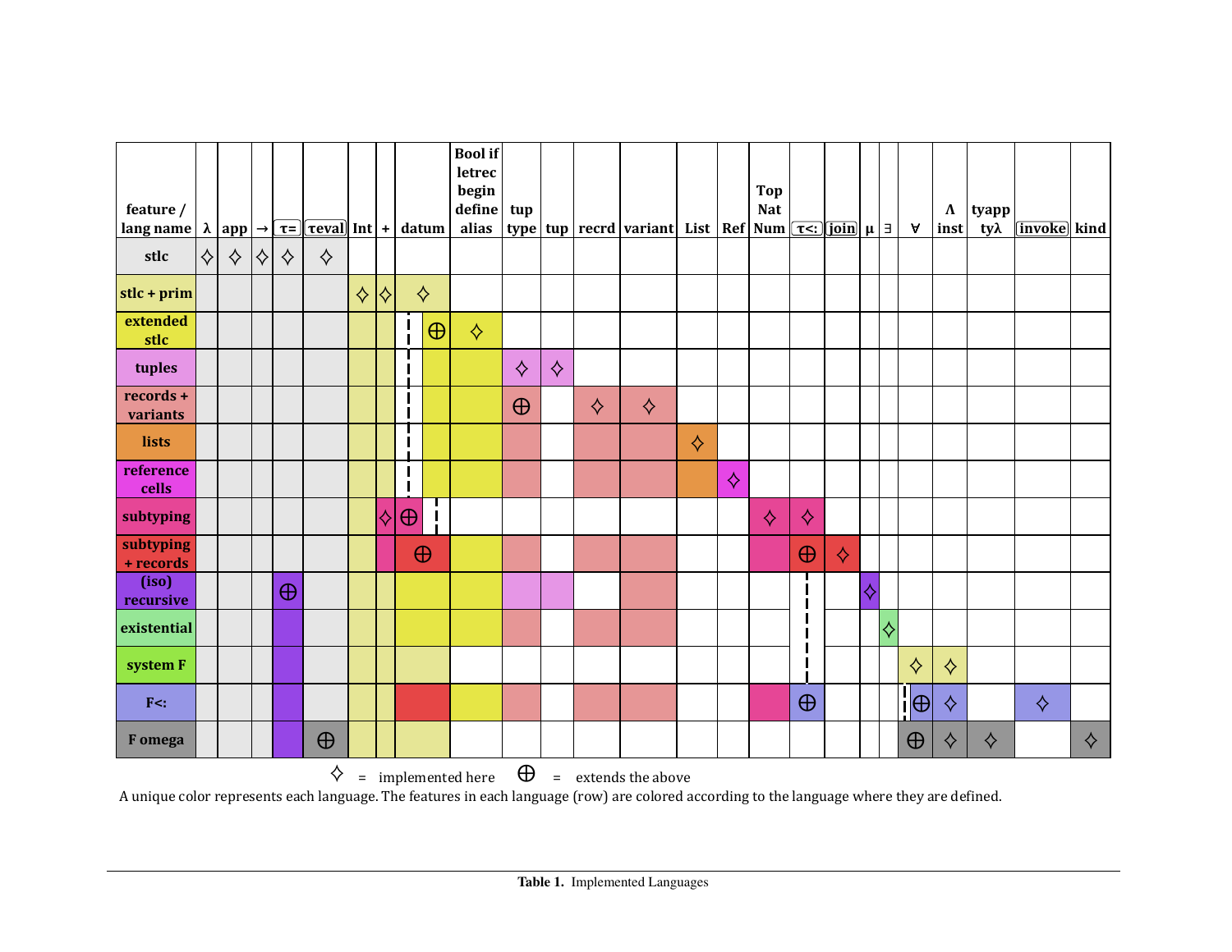| feature / lang name | λ | app | → | τ= | τeval | Int | + | datum | Bool if letrec begin define alias | tup type | tup | recrd | variant | List | Ref | Top Nat Num | τ<: | join | μ | ∃ | ∀ | Λ inst | tyapp tyλ | invoke | kind |
|---|---|---|---|---|---|---|---|---|---|---|---|---|---|---|---|---|---|---|---|---|---|---|---|---|---|
| stlc | ✧ | ✧ | ✧ | ✧ | ✧ | | | | | | | | | | | | | | | | | | | | |
| stlc + prim | | | | | | ✧ | ✧ | ✧ | | | | | | | | | | | | | | | | | |
| extended stlc | | | | | | | | ⊕ | ✧ | | | | | | | | | | | | | | | | |
| tuples | | | | | | | | | | ✧ | ✧ | | | | | | | | | | | | | | |
| records + variants | | | | | | | | | | ⊕ | | ✧ | ✧ | | | | | | | | | | | | |
| lists | | | | | | | | | | | | | | ✧ | | | | | | | | | | | |
| reference cells | | | | | | | | | | | | | | | ✧ | | | | | | | | | | |
| subtyping | | | | | | | ✧ | ⊕ | | | | | | | | ✧ | ✧ | | | | | | | | |
| subtyping + records | | | | | | | | ⊕ | | | | | | | | | ⊕ | ✧ | | | | | | | |
| (iso) recursive | | | | ⊕ | | | | | | | | | | | | | | | ✧ | | | | | | |
| existential | | | | | | | | | | | | | | | | | | | | ✧ | | | | | |
| system F | | | | | | | | | | | | | | | | | | | | | ✧ | ✧ | | | |
| F<: | | | | | | | | | | | | | | | | | ⊕ | | | | ⊕ | ✧ | | ✧ | |
| F omega | | | | | ⊕ | | | | | | | | | | | | | | | | ⊕ | ✧ | ✧ | | ✧ |

✧ = implemented here ⊕ = extends the above

A unique color represents each language. The features in each language (row) are colored according to the language where they are defined.

**Table 1.** Implemented Languages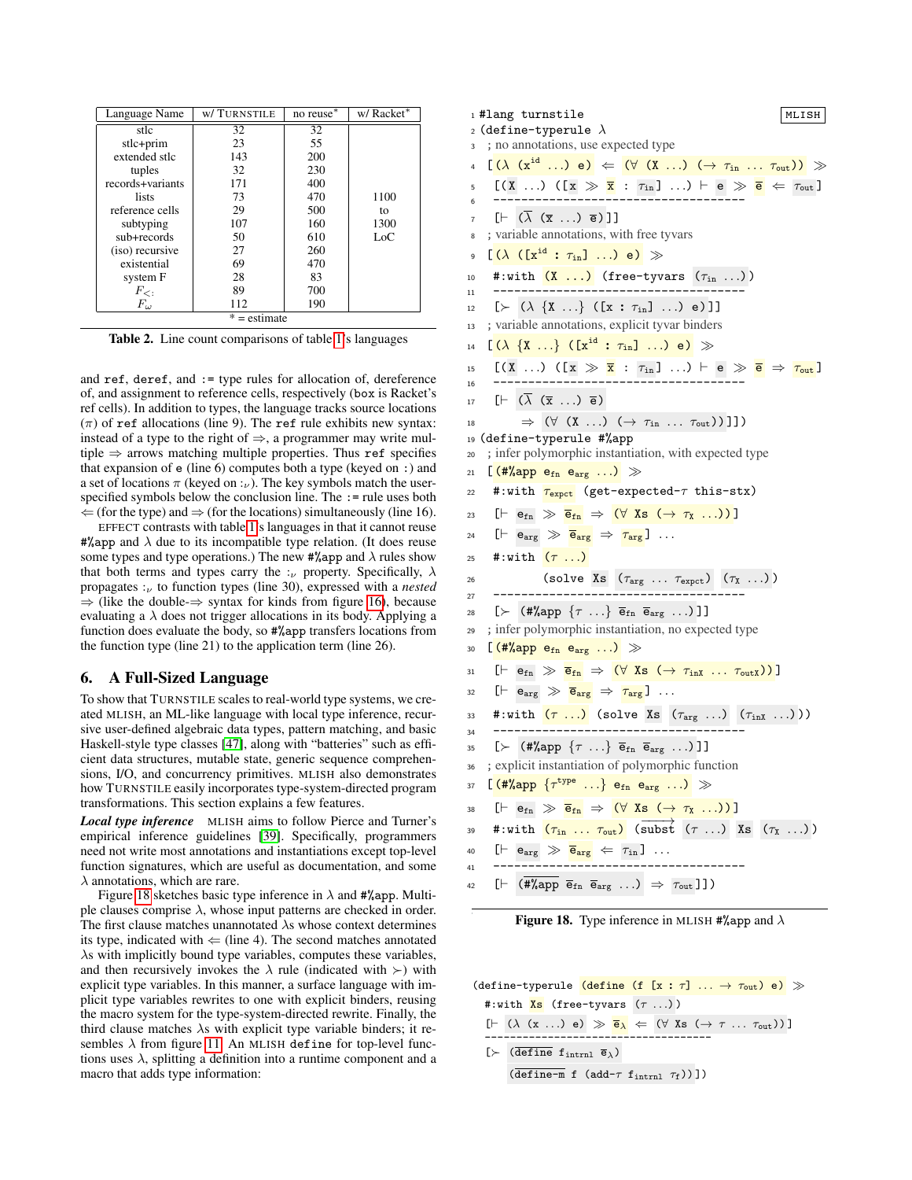| Language Name | w/ TURNSTILE | no reuse* | w/ Racket* |
|---|---|---|---|
| stlc | 32 | 32 | |
| stlc+prim | 23 | 55 | |
| extended stlc | 143 | 200 | |
| tuples | 32 | 230 | |
| records+variants | 171 | 400 | |
| lists | 73 | 470 | 1100 |
| reference cells | 29 | 500 | to |
| subtyping | 107 | 160 | 1300 |
| sub+records | 50 | 610 | LoC |
| (iso) recursive | 27 | 260 | |
| existential | 69 | 470 | |
| system F | 28 | 83 | |
| $F_{<:}$ | 89 | 700 | |
| $F_\omega$ | 112 | 190 | |

* = estimate

**Table 2.** Line count comparisons of table 1's languages

and `ref`, `deref`, and `:=` type rules for allocation of, dereference of, and assignment to reference cells, respectively (`box` is Racket's ref cells). In addition to types, the language tracks source locations ($\pi$) of `ref` allocations (line 9). The `ref` rule exhibits new syntax: instead of a type to the right of ⇒, a programmer may write multiple ⇒ arrows matching multiple properties. Thus `ref` specifies that expansion of `e` (line 6) computes both a type (keyed on `:`) and a set of locations $\pi$ (keyed on $:_\nu$). The key symbols match the user-specified symbols below the conclusion line. The `:=` rule uses both ⇐ (for the type) and ⇒ (for the locations) simultaneously (line 16).

EFFECT contrasts with table 1's languages in that it cannot reuse `#%app` and λ due to its incompatible type relation. (It does reuse some types and type operations.) The new `#%app` and λ rules show that both terms and types carry the $:_\nu$ property. Specifically, λ propagates $:_\nu$ to function types (line 30), expressed with a *nested* ⇒ (like the double-⇒ syntax for kinds from figure 16), because evaluating a λ does not trigger allocations in its body. Applying a function does evaluate the body, so `#%app` transfers locations from the function type (line 21) to the application term (line 26).

## 6. A Full-Sized Language

To show that TURNSTILE scales to real-world type systems, we created MLISH, an ML-like language with local type inference, recursive user-defined algebraic data types, pattern matching, and basic Haskell-style type classes [47], along with "batteries" such as efficient data structures, mutable state, generic sequence comprehensions, I/O, and concurrency primitives. MLISH also demonstrates how TURNSTILE easily incorporates type-system-directed program transformations. This section explains a few features.

***Local type inference*** MLISH aims to follow Pierce and Turner's empirical inference guidelines [39]. Specifically, programmers need not write most annotations and instantiations except top-level function signatures, which are useful as documentation, and some λ annotations, which are rare.

Figure 18 sketches basic type inference in λ and `#%app`. Multiple clauses comprise λ, whose input patterns are checked in order. The first clause matches unannotated λs whose context determines its type, indicated with ⇐ (line 4). The second matches annotated λs with implicitly bound type variables, computes these variables, and then recursively invokes the λ rule (indicated with ≻) with explicit type variables. In this manner, a surface language with implicit type variables rewrites to one with explicit binders, reusing the macro system for the type-system-directed rewrite. Finally, the third clause matches λs with explicit type variable binders; it resembles λ from figure 11. An MLISH `define` for top-level functions uses λ, splitting a definition into a runtime component and a macro that adds type information:

```
1  #lang turnstile                                              MLISH
2  (define-typerule λ
3   ; no annotations, use expected type
4   [(λ (x^id ...) e) ⇐ (∀ (X ...) (→ τin ... τout)) ≫
5    [(X ...) ([x ≫ x̄ : τin] ...) ⊢ e ≫ ē ⇐ τout]
6    --------------------------------------
7    [⊢ (λ̄ (x̄ ...) ē)]]
8   ; variable annotations, with free tyvars
9   [(λ ([x^id : τin] ...) e) ≫
10   #:with (X ...) (free-tyvars (τin ...))
11   --------------------------------------
12   [≻ (λ {X ...} ([x : τin] ...) e)]]
13  ; variable annotations, explicit tyvar binders
14  [(λ {X ...} ([x^id : τin] ...) e) ≫
15   [(X ...) ([x ≫ x̄ : τin] ...) ⊢ e ≫ ē ⇒ τout]
16   --------------------------------------
17   [⊢ (λ̄ (x̄ ...) ē)
18       ⇒ (∀ (X ...) (→ τin ... τout))]])
19 (define-typerule #%app
20  ; infer polymorphic instantiation, with expected type
21  [(#%app efn earg ...) ≫
22   #:with τexpct (get-expected-τ this-stx)
23   [⊢ efn ≫ ēfn ⇒ (∀ Xs (→ τX ...))]
24   [⊢ earg ≫ ēarg ⇒ τarg] ...
25   #:with (τ ...)
26          (solve Xs (τarg ... τexpct) (τX ...))
27   --------------------------------------
28   [≻ (#%app {τ ...} ēfn ēarg ...)]]
29  ; infer polymorphic instantiation, no expected type
30  [(#%app efn earg ...) ≫
31   [⊢ efn ≫ ēfn ⇒ (∀ Xs (→ τinX ... τoutX))]
32   [⊢ earg ≫ ēarg ⇒ τarg] ...
33   #:with (τ ...) (solve Xs (τarg ...) (τinX ...))
34   --------------------------------------
35   [≻ (#%app {τ ...} ēfn ēarg ...)]]
36  ; explicit instantiation of polymorphic function
37  [(#%app {τ^type ...} efn earg ...) ≫
38   [⊢ efn ≫ ēfn ⇒ (∀ Xs (→ τX ...))]
39   #:with (τin ... τout) (subst⃗ (τ ...) Xs (τX ...))
40   [⊢ earg ≫ ēarg ⇐ τin] ...
41   --------------------------------------
42   [⊢ (#%app̄ ēfn ēarg ...) ⇒ τout]])
```

**Figure 18.** Type inference in MLISH `#%app` and λ

```
(define-typerule (define (f [x : τ] ... → τout) e) ≫
  #:with Xs (free-tyvars (τ ...))
  [⊢ (λ (x ...) e) ≫ ēλ ⇐ (∀ Xs (→ τ ... τout))]
  --------------------------------------
  [≻ (define fintrnl ēλ)
     (define-m f (add-τ fintrnl τf))])
```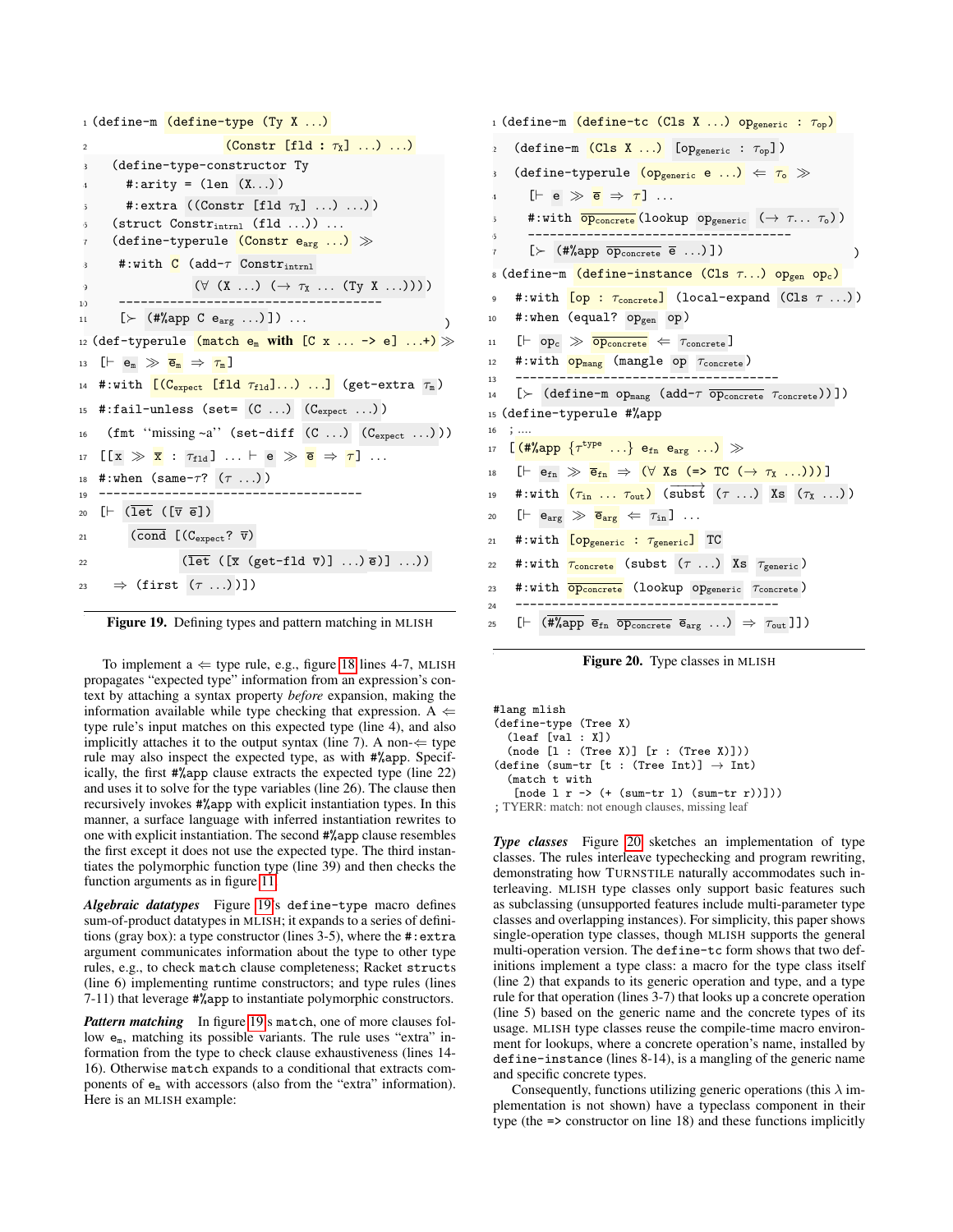```
1  (define-m (define-type (Ty X ...)
2                (Constr [fld : τX] ...) ...)
3    (define-type-constructor Ty
4      #:arity = (len (X...))
5      #:extra ((Constr [fld τX] ...) ...))
6    (struct Constr_intrnl (fld ...)) ...
7    (define-typerule (Constr e_arg ...) ≫
8      #:with C (add-τ Constr_intrnl
9                 (∀ (X ...) (→ τX ... (Ty X ...))))
10     ------------------------------------
11     [≻ (#%app C e_arg ...)]) ...              )
12 (def-typerule (match e_m with [C x ... -> e] ...+) ≫
13   [⊢ e_m ≫ ē_m ⇒ τ_m]
14   #:with [(C_expect [fld τ_fld]...) ...] (get-extra τ_m)
15   #:fail-unless (set= (C ...) (C_expect ...))
16     (fmt ''missing ~a' (set-diff (C ...) (C_expect ...)))
17   [[x ≫ x̄ : τ_fld] ... ⊢ e ≫ ē ⇒ τ] ...
18   #:when (same-τ? (τ ...))
19   ------------------------------------
20   [⊢ (let ([v̄ ē])
21        (cond [(C_expect? v̄)
22                (let ([x̄ (get-fld v̄)] ...) ē)] ...))
23     ⇒ (first (τ ...))])
```

**Figure 19.** Defining types and pattern matching in MLISH

To implement a ⇐ type rule, e.g., figure 18 lines 4-7, MLISH propagates "expected type" information from an expression's context by attaching a syntax property *before* expansion, making the information available while type checking that expression. A ⇐ type rule's input matches on this expected type (line 4), and also implicitly attaches it to the output syntax (line 7). A non-⇐ type rule may also inspect the expected type, as with `#%app`. Specifically, the first `#%app` clause extracts the expected type (line 22) and uses it to solve for the type variables (line 26). The clause then recursively invokes `#%app` with explicit instantiation types. In this manner, a surface language with inferred instantiation rewrites to one with explicit instantiation. The second `#%app` clause resembles the first except it does not use the expected type. The third instantiates the polymorphic function type (line 39) and then checks the function arguments as in figure 11.

***Algebraic datatypes*** Figure 19's `define-type` macro defines sum-of-product datatypes in MLISH; it expands to a series of definitions (gray box): a type constructor (lines 3-5), where the `#:extra` argument communicates information about the type to other type rules, e.g., to check `match` clause completeness; Racket `structs` (line 6) implementing runtime constructors; and type rules (lines 7-11) that leverage `#%app` to instantiate polymorphic constructors.

***Pattern matching*** In figure 19's `match`, one of more clauses follow $e_m$, matching its possible variants. The rule uses "extra" information from the type to check clause exhaustiveness (lines 14-16). Otherwise `match` expands to a conditional that extracts components of $e_m$ with accessors (also from the "extra" information). Here is an MLISH example:

```
1  (define-m (define-tc (Cls X ...) op_generic : τ_op)
2    (define-m (Cls X ...) [op_generic : τ_op])
3    (define-typerule (op_generic e ...) ⇐ τ_o ≫
4      [⊢ e ≫ ē ⇒ τ] ...
5      #:with op_concrete (lookup op_generic (→ τ... τ_o))
6      ------------------------------------
7      [≻ (#%app op_concrete ē ...)])                    )
8  (define-m (define-instance (Cls τ...) op_gen op_c)
9    #:with [op : τ_concrete] (local-expand (Cls τ ...))
10   #:when (equal? op_gen op)
11   [⊢ op_c ≫ op_concrete ⇐ τ_concrete]
12   #:with op_mang (mangle op τ_concrete)
13   ------------------------------------
14   [≻ (define-m op_mang (add-τ op_concrete τ_concrete))])
15 (define-typerule #%app
16 ; ....
17 [(#%app {τ^type ...} e_fn e_arg ...) ≫
18   [⊢ e_fn ≫ ē_fn ⇒ (∀ Xs (=> TC (→ τX ...)))]
19   #:with (τ_in ... τ_out) (subst (τ ...) Xs (τX ...))
20   [⊢ e_arg ≫ ē_arg ⇐ τ_in] ...
21   #:with [op_generic : τ_generic] TC
22   #:with τ_concrete (subst (τ ...) Xs τ_generic)
23   #:with op_concrete (lookup op_generic τ_concrete)
24   ------------------------------------
25   [⊢ (#%app ē_fn op_concrete ē_arg ...) ⇒ τ_out]])
```

**Figure 20.** Type classes in MLISH

```
#lang mlish
(define-type (Tree X)
  (leaf [val : X])
  (node [l : (Tree X)] [r : (Tree X)]))
(define (sum-tr [t : (Tree Int)] → Int)
  (match t with
    [node l r -> (+ (sum-tr l) (sum-tr r))]))
; TYERR: match: not enough clauses, missing leaf
```

***Type classes*** Figure 20 sketches an implementation of type classes. The rules interleave typechecking and program rewriting, demonstrating how TURNSTILE naturally accommodates such interleaving. MLISH type classes only support basic features such as subclassing (unsupported features include multi-parameter type classes and overlapping instances). For simplicity, this paper shows single-operation type classes, though MLISH supports the general multi-operation version. The `define-tc` form shows that two definitions implement a type class: a macro for the type class itself (line 2) that expands to its generic operation and type, and a type rule for that operation (lines 3-7) that looks up a concrete operation (line 5) based on the generic name and the concrete types of its usage. MLISH type classes reuse the compile-time macro environment for lookups, where a concrete operation's name, installed by `define-instance` (lines 8-14), is a mangling of the generic name and specific concrete types.

Consequently, functions utilizing generic operations (this λ implementation is not shown) have a typeclass component in their type (the `=>` constructor on line 18) and these functions implicitly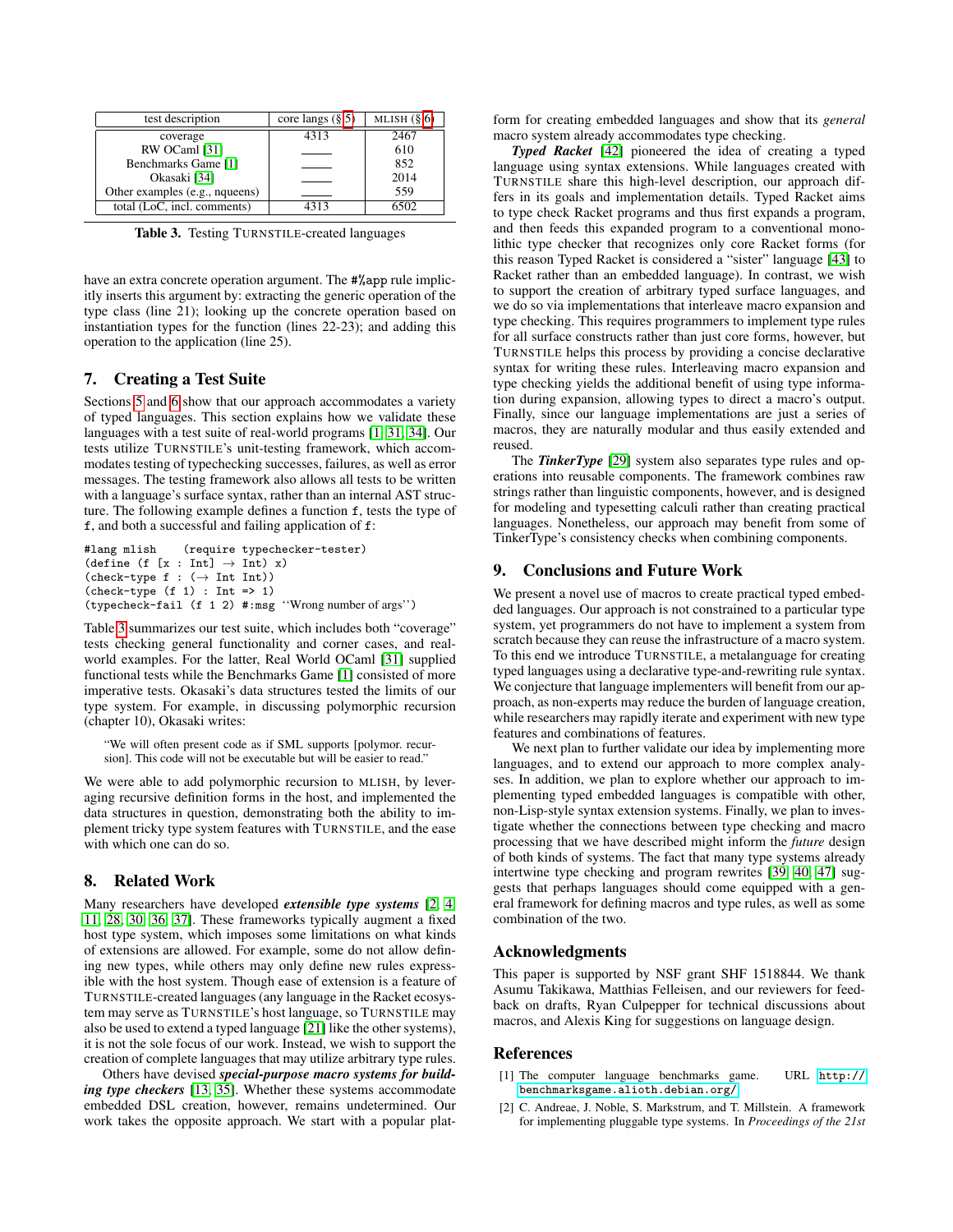| test description | core langs (§ 5) | MLISH (§ 6) |
| --- | --- | --- |
| coverage | 4313 | 2467 |
| RW OCaml [31] | | 610 |
| Benchmarks Game [1] | | 852 |
| Okasaki [34] | | 2014 |
| Other examples (e.g., nqueens) | | 559 |
| total (LoC, incl. comments) | 4313 | 6502 |

**Table 3.** Testing TURNSTILE-created languages

have an extra concrete operation argument. The #%app rule implicitly inserts this argument by: extracting the generic operation of the type class (line 21); looking up the concrete operation based on instantiation types for the function (lines 22-23); and adding this operation to the application (line 25).

## 7. Creating a Test Suite

Sections 5 and 6 show that our approach accommodates a variety of typed languages. This section explains how we validate these languages with a test suite of real-world programs [1, 31, 34]. Our tests utilize TURNSTILE's unit-testing framework, which accommodates testing of typechecking successes, failures, as well as error messages. The testing framework also allows all tests to be written with a language's surface syntax, rather than an internal AST structure. The following example defines a function f, tests the type of f, and both a successful and failing application of f:

```
#lang mlish    (require typechecker-tester)
(define (f [x : Int] → Int) x)
(check-type f : (→ Int Int))
(check-type (f 1) : Int => 1)
(typecheck-fail (f 1 2) #:msg ''Wrong number of args'')
```

Table 3 summarizes our test suite, which includes both "coverage" tests checking general functionality and corner cases, and real-world examples. For the latter, Real World OCaml [31] supplied functional tests while the Benchmarks Game [1] consisted of more imperative tests. Okasaki's data structures tested the limits of our type system. For example, in discussing polymorphic recursion (chapter 10), Okasaki writes:

> "We will often present code as if SML supports [polymor. recursion]. This code will not be executable but will be easier to read."

We were able to add polymorphic recursion to MLISH, by leveraging recursive definition forms in the host, and implemented the data structures in question, demonstrating both the ability to implement tricky type system features with TURNSTILE, and the ease with which one can do so.

## 8. Related Work

Many researchers have developed ***extensible type systems*** [2, 4, 11, 28, 30, 36, 37]. These frameworks typically augment a fixed host type system, which imposes some limitations on what kinds of extensions are allowed. For example, some do not allow defining new types, while others may only define new rules expressible with the host system. Though ease of extension is a feature of TURNSTILE-created languages (any language in the Racket ecosystem may serve as TURNSTILE's host language, so TURNSTILE may also be used to extend a typed language [21] like the other systems), it is not the sole focus of our work. Instead, we wish to support the creation of complete languages that may utilize arbitrary type rules.

Others have devised ***special-purpose macro systems for building type checkers*** [13, 35]. Whether these systems accommodate embedded DSL creation, however, remains undetermined. Our work takes the opposite approach. We start with a popular platform for creating embedded languages and show that its *general* macro system already accommodates type checking.

***Typed Racket*** [42] pioneered the idea of creating a typed language using syntax extensions. While languages created with TURNSTILE share this high-level description, our approach differs in its goals and implementation details. Typed Racket aims to type check Racket programs and thus first expands a program, and then feeds this expanded program to a conventional monolithic type checker that recognizes only core Racket forms (for this reason Typed Racket is considered a "sister" language [43] to Racket rather than an embedded language). In contrast, we wish to support the creation of arbitrary typed surface languages, and we do so via implementations that interleave macro expansion and type checking. This requires programmers to implement type rules for all surface constructs rather than just core forms, however, but TURNSTILE helps this process by providing a concise declarative syntax for writing these rules. Interleaving macro expansion and type checking yields the additional benefit of using type information during expansion, allowing types to direct a macro's output. Finally, since our language implementations are just a series of macros, they are naturally modular and thus easily extended and reused.

The ***TinkerType*** [29] system also separates type rules and operations into reusable components. The framework combines raw strings rather than linguistic components, however, and is designed for modeling and typesetting calculi rather than creating practical languages. Nonetheless, our approach may benefit from some of TinkerType's consistency checks when combining components.

## 9. Conclusions and Future Work

We present a novel use of macros to create practical typed embedded languages. Our approach is not constrained to a particular type system, yet programmers do not have to implement a system from scratch because they can reuse the infrastructure of a macro system. To this end we introduce TURNSTILE, a metalanguage for creating typed languages using a declarative type-and-rewriting rule syntax. We conjecture that language implementers will benefit from our approach, as non-experts may reduce the burden of language creation, while researchers may rapidly iterate and experiment with new type features and combinations of features.

We next plan to further validate our idea by implementing more languages, and to extend our approach to more complex analyses. In addition, we plan to explore whether our approach to implementing typed embedded languages is compatible with other, non-Lisp-style syntax extension systems. Finally, we plan to investigate whether the connections between type checking and macro processing that we have described might inform the *future* design of both kinds of systems. The fact that many type systems already intertwine type checking and program rewrites [39, 40, 47] suggests that perhaps languages should come equipped with a general framework for defining macros and type rules, as well as some combination of the two.

## Acknowledgments

This paper is supported by NSF grant SHF 1518844. We thank Asumu Takikawa, Matthias Felleisen, and our reviewers for feedback on drafts, Ryan Culpepper for technical discussions about macros, and Alexis King for suggestions on language design.

## References

[1] The computer language benchmarks game. URL http://benchmarksgame.alioth.debian.org/.

[2] C. Andreae, J. Noble, S. Markstrum, and T. Millstein. A framework for implementing pluggable type systems. In *Proceedings of the 21st*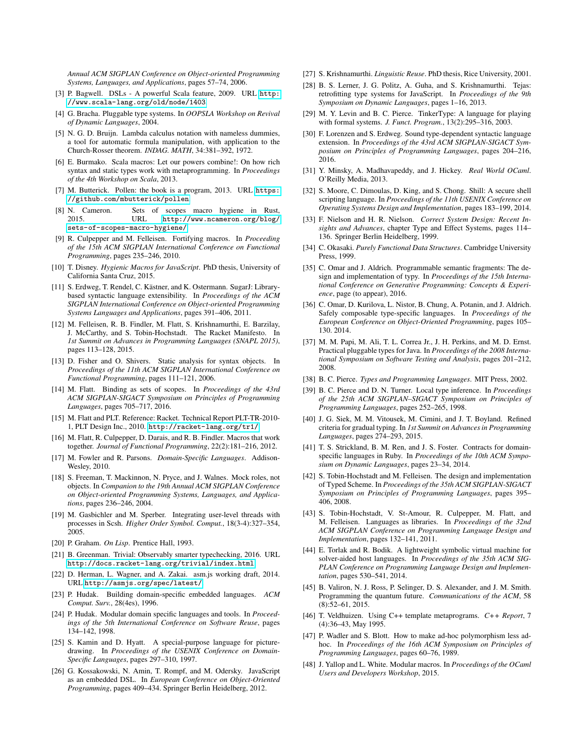Annual ACM SIGPLAN Conference on Object-oriented Programming Systems, Languages, and Applications*, pages 57–74, 2006.

[3] P. Bagwell. DSLs - A powerful Scala feature, 2009. URL http://www.scala-lang.org/old/node/1403.

[4] G. Bracha. Pluggable type systems. In *OOPSLA Workshop on Revival of Dynamic Languages*, 2004.

[5] N. G. D. Bruijn. Lambda calculus notation with nameless dummies, a tool for automatic formula manipulation, with application to the Church-Rosser theorem. *INDAG. MATH*, 34:381–392, 1972.

[6] E. Burmako. Scala macros: Let our powers combine!: On how rich syntax and static types work with metaprogramming. In *Proceedings of the 4th Workshop on Scala*, 2013.

[7] M. Butterick. Pollen: the book is a program, 2013. URL https://github.com/mbutterick/pollen.

[8] N. Cameron. Sets of scopes macro hygiene in Rust, 2015. URL http://www.ncameron.org/blog/sets-of-scopes-macro-hygiene/.

[9] R. Culpepper and M. Felleisen. Fortifying macros. In *Proceeding of the 15th ACM SIGPLAN International Conference on Functional Programming*, pages 235–246, 2010.

[10] T. Disney. *Hygienic Macros for JavaScript*. PhD thesis, University of California Santa Cruz, 2015.

[11] S. Erdweg, T. Rendel, C. Kästner, and K. Ostermann. SugarJ: Library-based syntactic language extensibility. In *Proceedings of the ACM SIGPLAN International Conference on Object-oriented Programming Systems Languages and Applications*, pages 391–406, 2011.

[12] M. Felleisen, R. B. Findler, M. Flatt, S. Krishnamurthi, E. Barzilay, J. McCarthy, and S. Tobin-Hochstadt. The Racket Manifesto. In *1st Summit on Advances in Programming Languages (SNAPL 2015)*, pages 113–128, 2015.

[13] D. Fisher and O. Shivers. Static analysis for syntax objects. In *Proceedings of the 11th ACM SIGPLAN International Conference on Functional Programming*, pages 111–121, 2006.

[14] M. Flatt. Binding as sets of scopes. In *Proceedings of the 43rd ACM SIGPLAN-SIGACT Symposium on Principles of Programming Languages*, pages 705–717, 2016.

[15] M. Flatt and PLT. Reference: Racket. Technical Report PLT-TR-2010-1, PLT Design Inc., 2010. http://racket-lang.org/tr1/.

[16] M. Flatt, R. Culpepper, D. Darais, and R. B. Findler. Macros that work together. *Journal of Functional Programming*, 22(2):181–216, 2012.

[17] M. Fowler and R. Parsons. *Domain-Specific Languages*. Addison-Wesley, 2010.

[18] S. Freeman, T. Mackinnon, N. Pryce, and J. Walnes. Mock roles, not objects. In *Companion to the 19th Annual ACM SIGPLAN Conference on Object-oriented Programming Systems, Languages, and Applications*, pages 236–246, 2004.

[19] M. Gasbichler and M. Sperber. Integrating user-level threads with processes in Scsh. *Higher Order Symbol. Comput.*, 18(3-4):327–354, 2005.

[20] P. Graham. *On Lisp*. Prentice Hall, 1993.

[21] B. Greenman. Trivial: Observably smarter typechecking, 2016. URL http://docs.racket-lang.org/trivial/index.html.

[22] D. Herman, L. Wagner, and A. Zakai. asm.js working draft, 2014. URL http://asmjs.org/spec/latest/.

[23] P. Hudak. Building domain-specific embedded languages. *ACM Comput. Surv.*, 28(4es), 1996.

[24] P. Hudak. Modular domain specific languages and tools. In *Proceedings of the 5th International Conference on Software Reuse*, pages 134–142, 1998.

[25] S. Kamin and D. Hyatt. A special-purpose language for picture-drawing. In *Proceedings of the USENIX Conference on Domain-Specific Languages*, pages 297–310, 1997.

[26] G. Kossakowski, N. Amin, T. Rompf, and M. Odersky. JavaScript as an embedded DSL. In *European Conference on Object-Oriented Programming*, pages 409–434. Springer Berlin Heidelberg, 2012.

[27] S. Krishnamurthi. *Linguistic Reuse*. PhD thesis, Rice University, 2001.

[28] B. S. Lerner, J. G. Politz, A. Guha, and S. Krishnamurthi. Tejas: retrofitting type systems for JavaScript. In *Proceedings of the 9th Symposium on Dynamic Languages*, pages 1–16, 2013.

[29] M. Y. Levin and B. C. Pierce. TinkerType: A language for playing with formal systems. *J. Funct. Program.*, 13(2):295–316, 2003.

[30] F. Lorenzen and S. Erdweg. Sound type-dependent syntactic language extension. In *Proceedings of the 43rd ACM SIGPLAN-SIGACT Symposium on Principles of Programming Languages*, pages 204–216, 2016.

[31] Y. Minsky, A. Madhavapeddy, and J. Hickey. *Real World OCaml*. O'Reilly Media, 2013.

[32] S. Moore, C. Dimoulas, D. King, and S. Chong. Shill: A secure shell scripting language. In *Proceedings of the 11th USENIX Conference on Operating Systems Design and Implementation*, pages 183–199, 2014.

[33] F. Nielson and H. R. Nielson. *Correct System Design: Recent Insights and Advances*, chapter Type and Effect Systems, pages 114–136. Springer Berlin Heidelberg, 1999.

[34] C. Okasaki. *Purely Functional Data Structures*. Cambridge University Press, 1999.

[35] C. Omar and J. Aldrich. Programmable semantic fragments: The design and implementation of typy. In *Proceedings of the 15th International Conference on Generative Programming: Concepts & Experience*, page (to appear), 2016.

[36] C. Omar, D. Kurilova, L. Nistor, B. Chung, A. Potanin, and J. Aldrich. Safely composable type-specific languages. In *Proceedings of the European Conference on Object-Oriented Programming*, pages 105–130. 2014.

[37] M. M. Papi, M. Ali, T. L. Correa Jr., J. H. Perkins, and M. D. Ernst. Practical pluggable types for Java. In *Proceedings of the 2008 International Symposium on Software Testing and Analysis*, pages 201–212, 2008.

[38] B. C. Pierce. *Types and Programming Languages*. MIT Press, 2002.

[39] B. C. Pierce and D. N. Turner. Local type inference. In *Proceedings of the 25th ACM SIGPLAN–SIGACT Symposium on Principles of Programming Languages*, pages 252–265, 1998.

[40] J. G. Siek, M. M. Vitousek, M. Cimini, and J. T. Boyland. Refined criteria for gradual typing. In *1st Summit on Advances in Programming Languages*, pages 274–293, 2015.

[41] T. S. Strickland, B. M. Ren, and J. S. Foster. Contracts for domain-specific languages in Ruby. In *Proceedings of the 10th ACM Symposium on Dynamic Languages*, pages 23–34, 2014.

[42] S. Tobin-Hochstadt and M. Felleisen. The design and implementation of Typed Scheme. In *Proceedings of the 35th ACM SIGPLAN-SIGACT Symposium on Principles of Programming Languages*, pages 395–406, 2008.

[43] S. Tobin-Hochstadt, V. St-Amour, R. Culpepper, M. Flatt, and M. Felleisen. Languages as libraries. In *Proceedings of the 32nd ACM SIGPLAN Conference on Programming Language Design and Implementation*, pages 132–141, 2011.

[44] E. Torlak and R. Bodik. A lightweight symbolic virtual machine for solver-aided host languages. In *Proceedings of the 35th ACM SIGPLAN Conference on Programming Language Design and Implementation*, pages 530–541, 2014.

[45] B. Valiron, N. J. Ross, P. Selinger, D. S. Alexander, and J. M. Smith. Programming the quantum future. *Communications of the ACM*, 58 (8):52–61, 2015.

[46] T. Veldhuizen. Using C++ template metaprograms. *C++ Report*, 7 (4):36–43, May 1995.

[47] P. Wadler and S. Blott. How to make ad-hoc polymorphism less ad-hoc. In *Proceedings of the 16th ACM Symposium on Principles of Programming Languages*, pages 60–76, 1989.

[48] J. Yallop and L. White. Modular macros. In *Proceedings of the OCaml Users and Developers Workshop*, 2015.